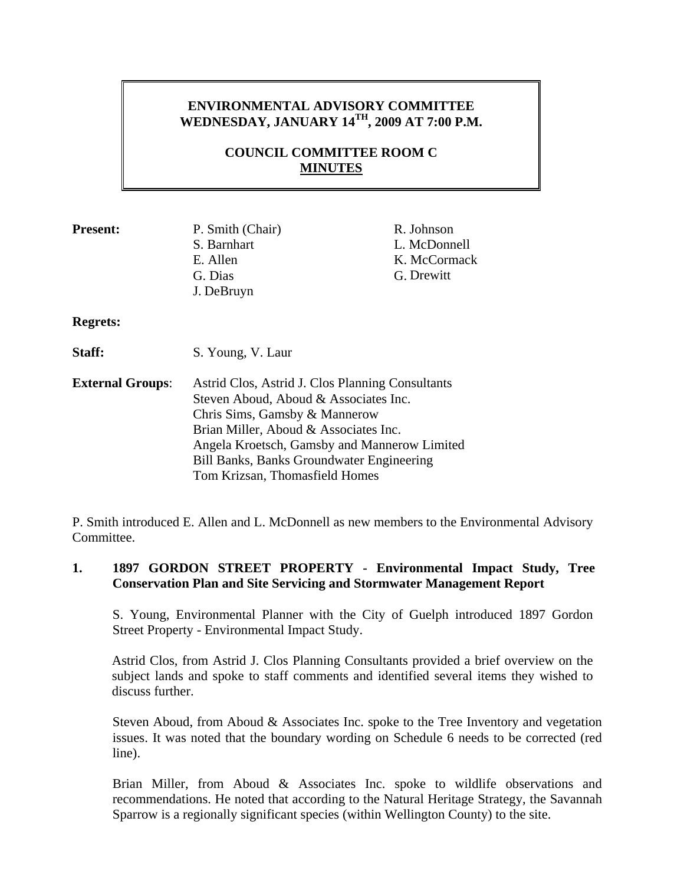**ENVIRONMENTAL ADVISORY COMMITTEE**
**WEDNESDAY, JANUARY 14TH, 2009 AT 7:00 P.M.**

**COUNCIL COMMITTEE ROOM C**
**MINUTES**

| | | |
|---|---|---|
| **Present:** | P. Smith (Chair) | R. Johnson |
| | S. Barnhart | L. McDonnell |
| | E. Allen | K. McCormack |
| | G. Dias | G. Drewitt |
| | J. DeBruyn | |
| **Regrets:** | | |
| **Staff:** | S. Young, V. Laur | |
| **External Groups**: | Astrid Clos, Astrid J. Clos Planning Consultants | |
| | Steven Aboud, Aboud & Associates Inc. | |
| | Chris Sims, Gamsby & Mannerow | |
| | Brian Miller, Aboud & Associates Inc. | |
| | Angela Kroetsch, Gamsby and Mannerow Limited | |
| | Bill Banks, Banks Groundwater Engineering | |
| | Tom Krizsan, Thomasfield Homes | |

P. Smith introduced E. Allen and L. McDonnell as new members to the Environmental Advisory Committee.

**1. 1897 GORDON STREET PROPERTY - Environmental Impact Study, Tree Conservation Plan and Site Servicing and Stormwater Management Report**

S. Young, Environmental Planner with the City of Guelph introduced 1897 Gordon Street Property - Environmental Impact Study.

Astrid Clos, from Astrid J. Clos Planning Consultants provided a brief overview on the subject lands and spoke to staff comments and identified several items they wished to discuss further.

Steven Aboud, from Aboud & Associates Inc. spoke to the Tree Inventory and vegetation issues. It was noted that the boundary wording on Schedule 6 needs to be corrected (red line).

Brian Miller, from Aboud & Associates Inc. spoke to wildlife observations and recommendations. He noted that according to the Natural Heritage Strategy, the Savannah Sparrow is a regionally significant species (within Wellington County) to the site.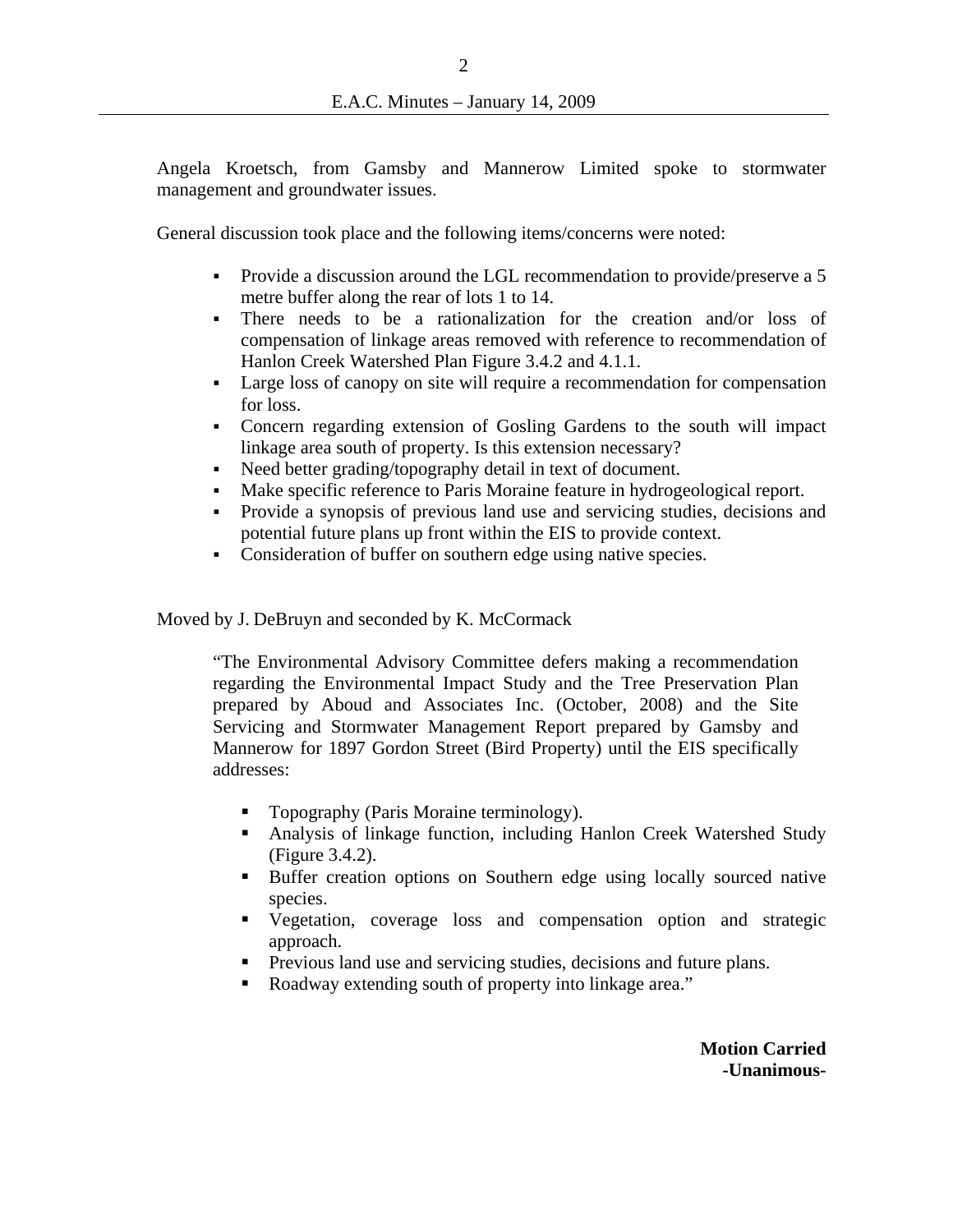Angela Kroetsch, from Gamsby and Mannerow Limited spoke to stormwater management and groundwater issues.

General discussion took place and the following items/concerns were noted:

- Provide a discussion around the LGL recommendation to provide/preserve a 5 metre buffer along the rear of lots 1 to 14.
- There needs to be a rationalization for the creation and/or loss of compensation of linkage areas removed with reference to recommendation of Hanlon Creek Watershed Plan Figure 3.4.2 and 4.1.1.
- Large loss of canopy on site will require a recommendation for compensation for loss.
- Concern regarding extension of Gosling Gardens to the south will impact linkage area south of property. Is this extension necessary?
- Need better grading/topography detail in text of document.
- Make specific reference to Paris Moraine feature in hydrogeological report.
- Provide a synopsis of previous land use and servicing studies, decisions and potential future plans up front within the EIS to provide context.
- Consideration of buffer on southern edge using native species.

Moved by J. DeBruyn and seconded by K. McCormack

> "The Environmental Advisory Committee defers making a recommendation regarding the Environmental Impact Study and the Tree Preservation Plan prepared by Aboud and Associates Inc. (October, 2008) and the Site Servicing and Stormwater Management Report prepared by Gamsby and Mannerow for 1897 Gordon Street (Bird Property) until the EIS specifically addresses:
>
> - Topography (Paris Moraine terminology).
> - Analysis of linkage function, including Hanlon Creek Watershed Study (Figure 3.4.2).
> - Buffer creation options on Southern edge using locally sourced native species.
> - Vegetation, coverage loss and compensation option and strategic approach.
> - Previous land use and servicing studies, decisions and future plans.
> - Roadway extending south of property into linkage area."

**Motion Carried**
**-Unanimous-**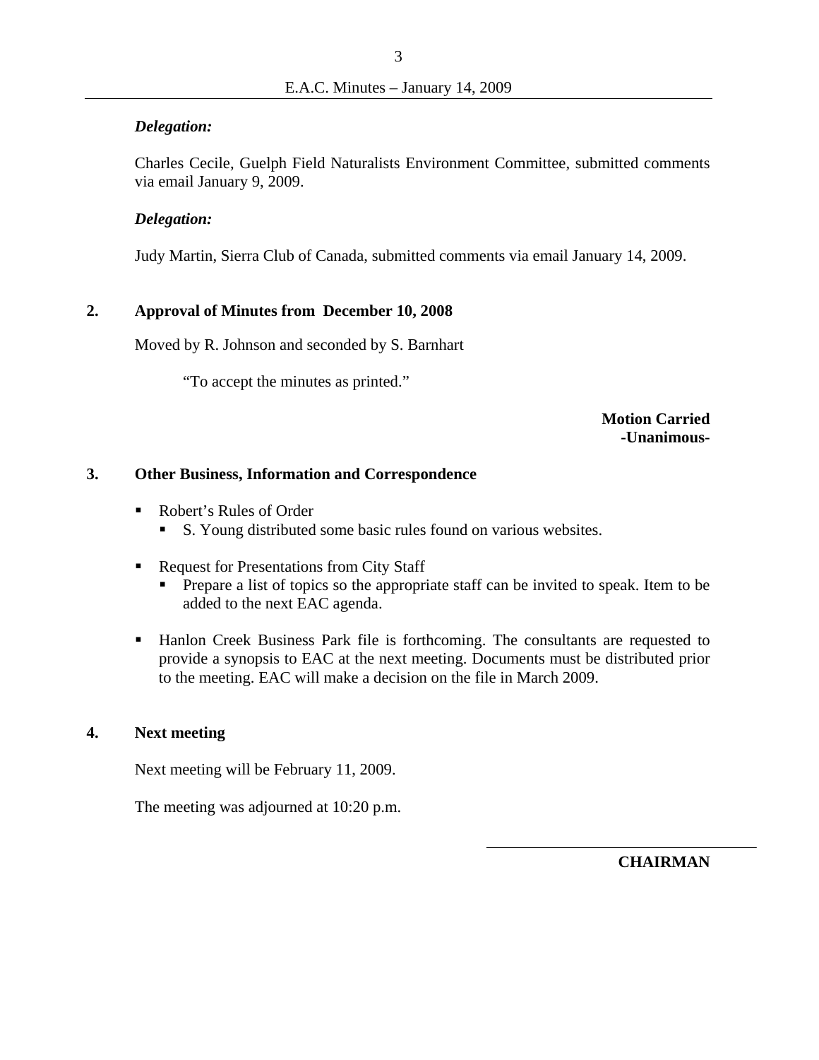***Delegation:***

Charles Cecile, Guelph Field Naturalists Environment Committee, submitted comments via email January 9, 2009.

***Delegation:***

Judy Martin, Sierra Club of Canada, submitted comments via email January 14, 2009.

## 2. Approval of Minutes from December 10, 2008

Moved by R. Johnson and seconded by S. Barnhart

"To accept the minutes as printed."

**Motion Carried**
**-Unanimous-**

## 3. Other Business, Information and Correspondence

- Robert's Rules of Order
  - S. Young distributed some basic rules found on various websites.
- Request for Presentations from City Staff
  - Prepare a list of topics so the appropriate staff can be invited to speak. Item to be added to the next EAC agenda.
- Hanlon Creek Business Park file is forthcoming. The consultants are requested to provide a synopsis to EAC at the next meeting. Documents must be distributed prior to the meeting. EAC will make a decision on the file in March 2009.

## 4. Next meeting

Next meeting will be February 11, 2009.

The meeting was adjourned at 10:20 p.m.

**CHAIRMAN**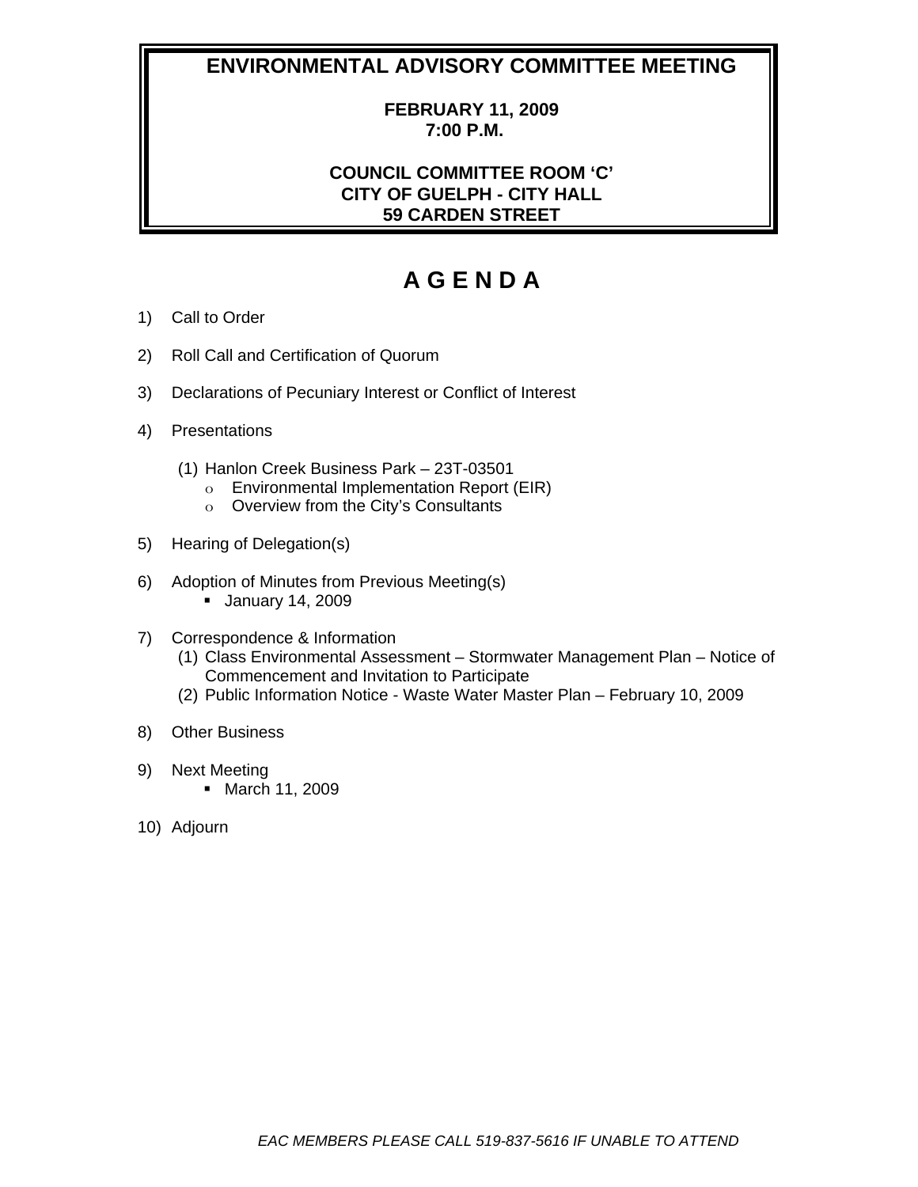# ENVIRONMENTAL ADVISORY COMMITTEE MEETING

**FEBRUARY 11, 2009**
**7:00 P.M.**

**COUNCIL COMMITTEE ROOM 'C'**
**CITY OF GUELPH - CITY HALL**
**59 CARDEN STREET**

# A G E N D A

1) Call to Order

2) Roll Call and Certification of Quorum

3) Declarations of Pecuniary Interest or Conflict of Interest

4) Presentations

   (1) Hanlon Creek Business Park – 23T-03501
   - Environmental Implementation Report (EIR)
   - Overview from the City's Consultants

5) Hearing of Delegation(s)

6) Adoption of Minutes from Previous Meeting(s)
   - January 14, 2009

7) Correspondence & Information
   (1) Class Environmental Assessment – Stormwater Management Plan – Notice of Commencement and Invitation to Participate
   (2) Public Information Notice - Waste Water Master Plan – February 10, 2009

8) Other Business

9) Next Meeting
   - March 11, 2009

10) Adjourn

*EAC MEMBERS PLEASE CALL 519-837-5616 IF UNABLE TO ATTEND*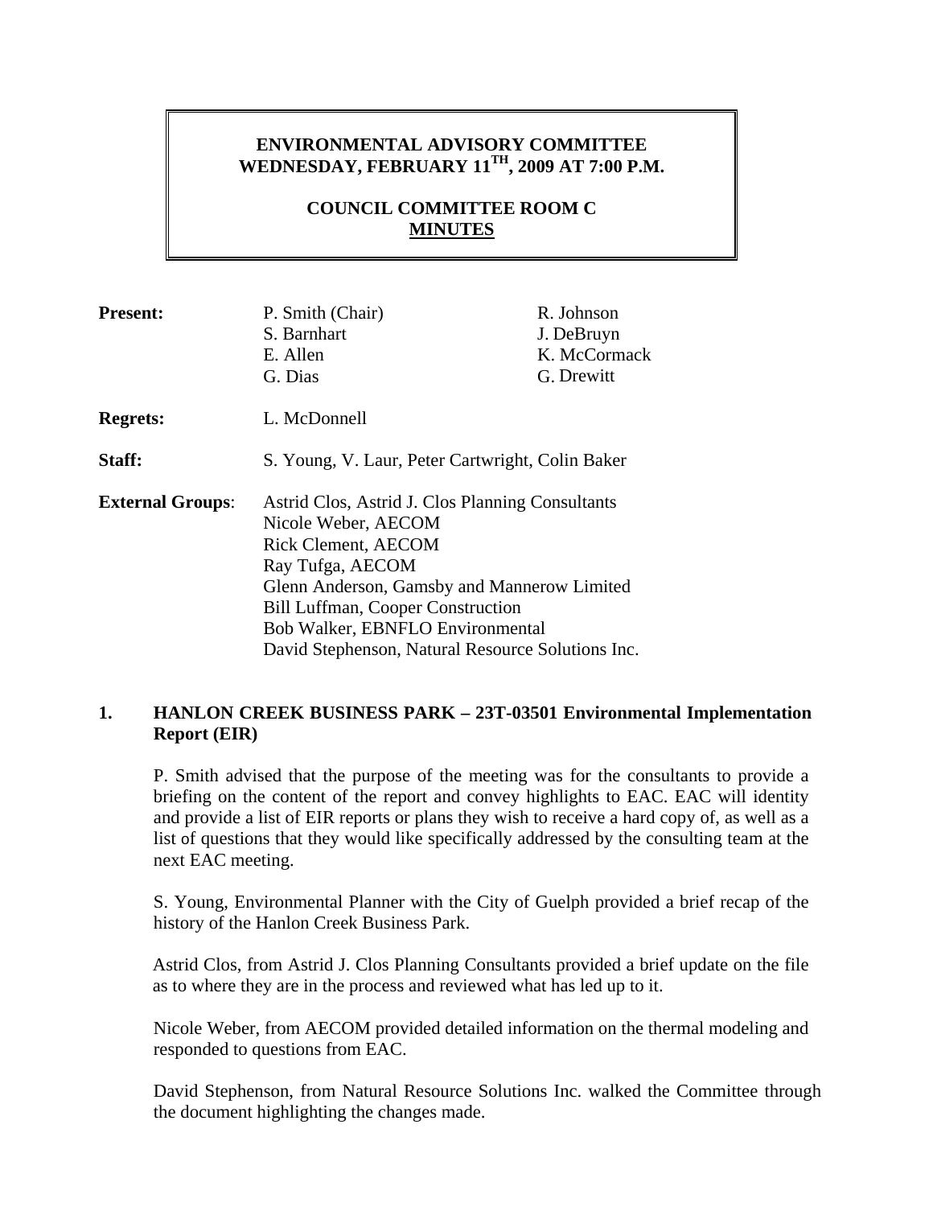**ENVIRONMENTAL ADVISORY COMMITTEE**
**WEDNESDAY, FEBRUARY 11TH, 2009 AT 7:00 P.M.**

**COUNCIL COMMITTEE ROOM C**
**MINUTES**

| | | |
|---|---|---|
| **Present:** | P. Smith (Chair)<br>S. Barnhart<br>E. Allen<br>G. Dias | R. Johnson<br>J. DeBruyn<br>K. McCormack<br>G. Drewitt |
| **Regrets:** | L. McDonnell | |
| **Staff:** | S. Young, V. Laur, Peter Cartwright, Colin Baker | |
| **External Groups**: | Astrid Clos, Astrid J. Clos Planning Consultants<br>Nicole Weber, AECOM<br>Rick Clement, AECOM<br>Ray Tufga, AECOM<br>Glenn Anderson, Gamsby and Mannerow Limited<br>Bill Luffman, Cooper Construction<br>Bob Walker, EBNFLO Environmental<br>David Stephenson, Natural Resource Solutions Inc. | |

## 1. HANLON CREEK BUSINESS PARK – 23T-03501 Environmental Implementation Report (EIR)

P. Smith advised that the purpose of the meeting was for the consultants to provide a briefing on the content of the report and convey highlights to EAC. EAC will identity and provide a list of EIR reports or plans they wish to receive a hard copy of, as well as a list of questions that they would like specifically addressed by the consulting team at the next EAC meeting.

S. Young, Environmental Planner with the City of Guelph provided a brief recap of the history of the Hanlon Creek Business Park.

Astrid Clos, from Astrid J. Clos Planning Consultants provided a brief update on the file as to where they are in the process and reviewed what has led up to it.

Nicole Weber, from AECOM provided detailed information on the thermal modeling and responded to questions from EAC.

David Stephenson, from Natural Resource Solutions Inc. walked the Committee through the document highlighting the changes made.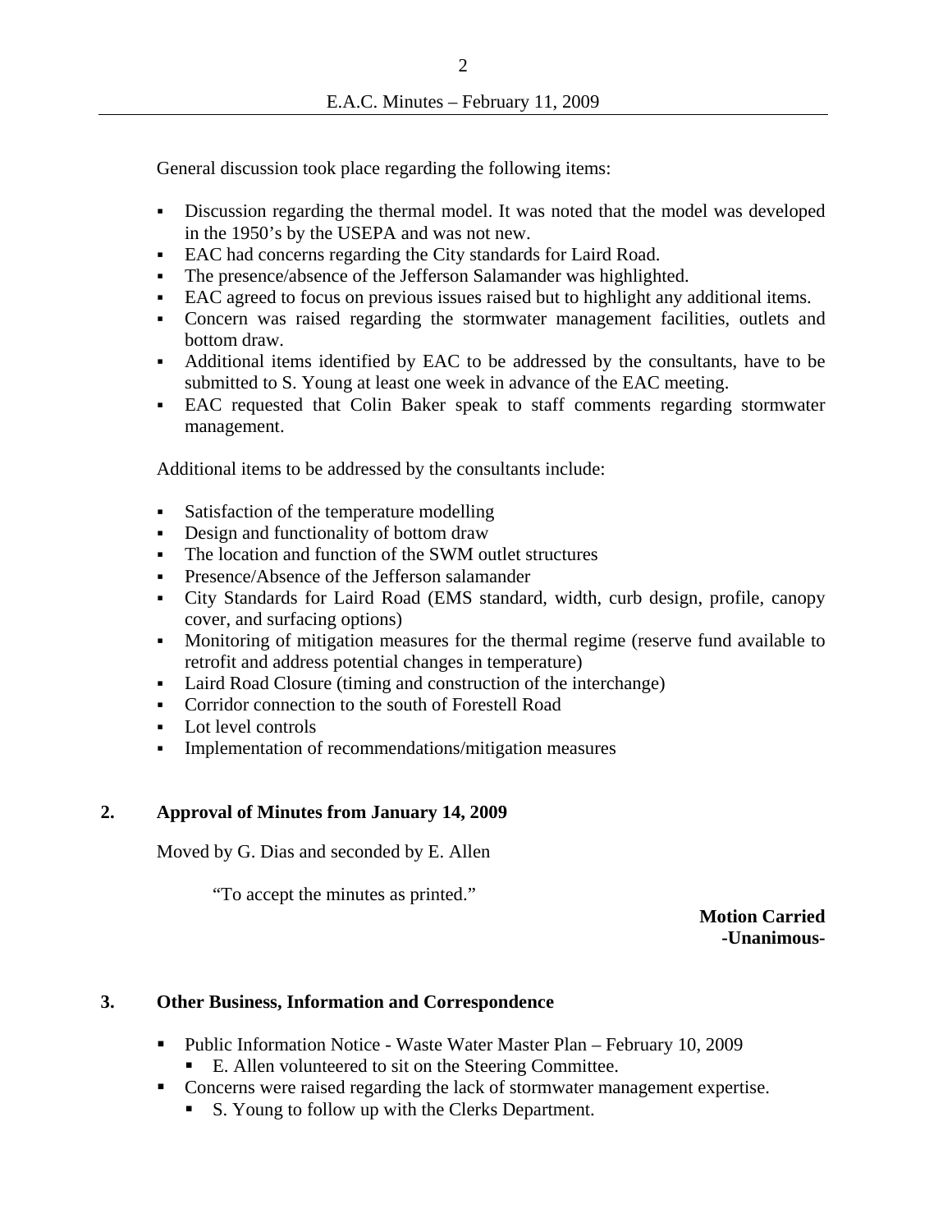General discussion took place regarding the following items:

- Discussion regarding the thermal model. It was noted that the model was developed in the 1950's by the USEPA and was not new.
- EAC had concerns regarding the City standards for Laird Road.
- The presence/absence of the Jefferson Salamander was highlighted.
- EAC agreed to focus on previous issues raised but to highlight any additional items.
- Concern was raised regarding the stormwater management facilities, outlets and bottom draw.
- Additional items identified by EAC to be addressed by the consultants, have to be submitted to S. Young at least one week in advance of the EAC meeting.
- EAC requested that Colin Baker speak to staff comments regarding stormwater management.

Additional items to be addressed by the consultants include:

- Satisfaction of the temperature modelling
- Design and functionality of bottom draw
- The location and function of the SWM outlet structures
- Presence/Absence of the Jefferson salamander
- City Standards for Laird Road (EMS standard, width, curb design, profile, canopy cover, and surfacing options)
- Monitoring of mitigation measures for the thermal regime (reserve fund available to retrofit and address potential changes in temperature)
- Laird Road Closure (timing and construction of the interchange)
- Corridor connection to the south of Forestell Road
- Lot level controls
- Implementation of recommendations/mitigation measures

## 2. Approval of Minutes from January 14, 2009

Moved by G. Dias and seconded by E. Allen

"To accept the minutes as printed."

**Motion Carried**
**-Unanimous-**

## 3. Other Business, Information and Correspondence

- Public Information Notice - Waste Water Master Plan – February 10, 2009
  - E. Allen volunteered to sit on the Steering Committee.
- Concerns were raised regarding the lack of stormwater management expertise.
  - S. Young to follow up with the Clerks Department.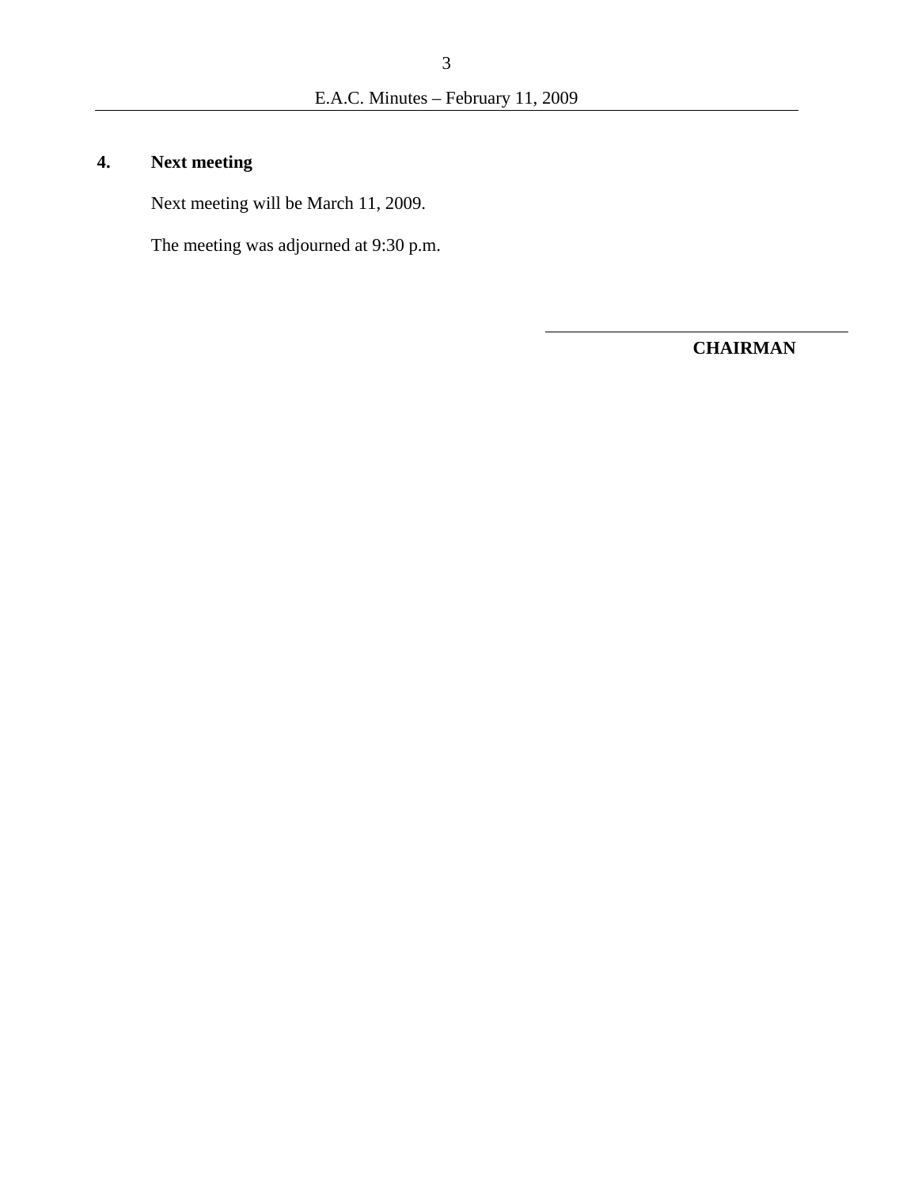## 4. Next meeting

Next meeting will be March 11, 2009.

The meeting was adjourned at 9:30 p.m.

\_\_\_\_\_\_\_\_\_\_\_\_\_\_\_\_\_\_\_\_\_\_\_\_\_\_\_\_\_\_\_\_

**CHAIRMAN**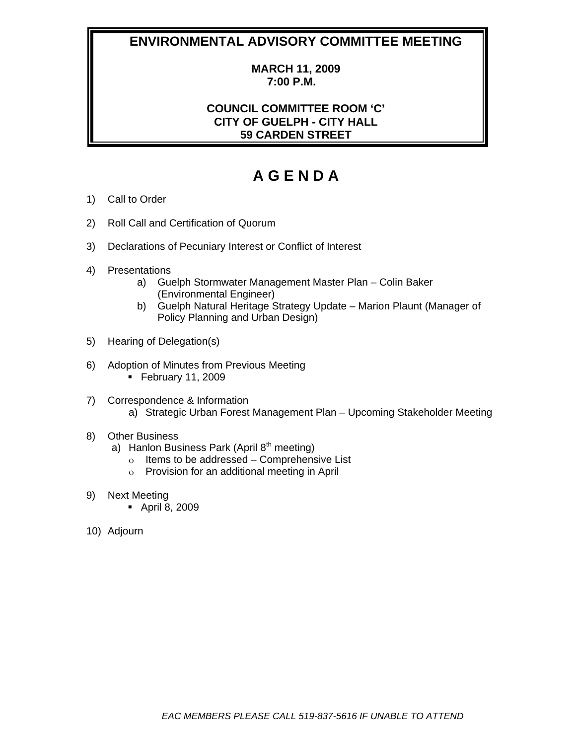# ENVIRONMENTAL ADVISORY COMMITTEE MEETING

**MARCH 11, 2009**
**7:00 P.M.**

**COUNCIL COMMITTEE ROOM 'C'**
**CITY OF GUELPH - CITY HALL**
**59 CARDEN STREET**

## A G E N D A

1) Call to Order

2) Roll Call and Certification of Quorum

3) Declarations of Pecuniary Interest or Conflict of Interest

4) Presentations
   a) Guelph Stormwater Management Master Plan – Colin Baker (Environmental Engineer)
   b) Guelph Natural Heritage Strategy Update – Marion Plaunt (Manager of Policy Planning and Urban Design)

5) Hearing of Delegation(s)

6) Adoption of Minutes from Previous Meeting
   - February 11, 2009

7) Correspondence & Information
   a) Strategic Urban Forest Management Plan – Upcoming Stakeholder Meeting

8) Other Business
   a) Hanlon Business Park (April 8th meeting)
      - Items to be addressed – Comprehensive List
      - Provision for an additional meeting in April

9) Next Meeting
   - April 8, 2009

10) Adjourn

*EAC MEMBERS PLEASE CALL 519-837-5616 IF UNABLE TO ATTEND*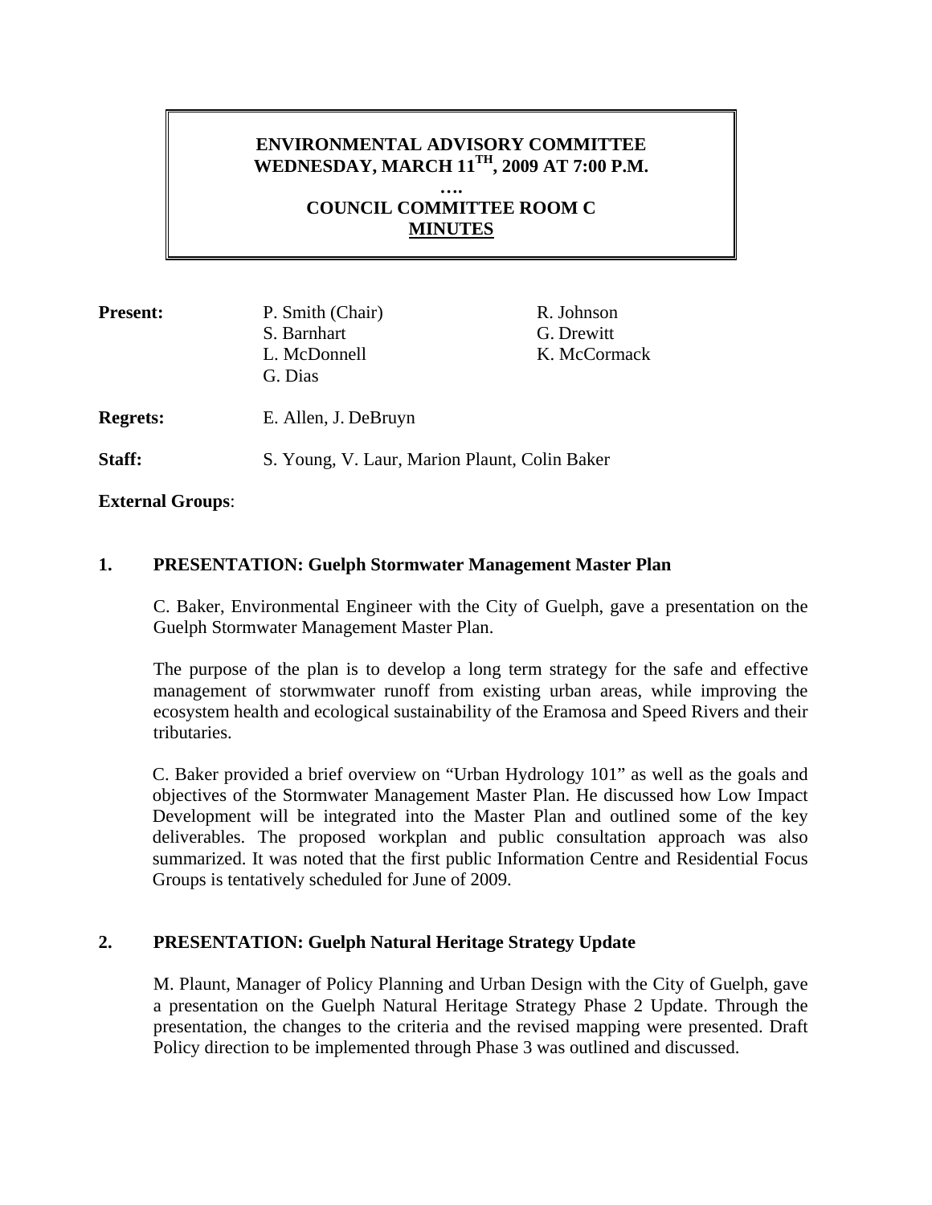**ENVIRONMENTAL ADVISORY COMMITTEE**
**WEDNESDAY, MARCH 11TH, 2009 AT 7:00 P.M.**
**….**
**COUNCIL COMMITTEE ROOM C**
**MINUTES**

| | | |
|---|---|---|
| **Present:** | P. Smith (Chair) | R. Johnson |
| | S. Barnhart | G. Drewitt |
| | L. McDonnell | K. McCormack |
| | G. Dias | |

**Regrets:** E. Allen, J. DeBruyn

**Staff:** S. Young, V. Laur, Marion Plaunt, Colin Baker

**External Groups**:

## 1. PRESENTATION: Guelph Stormwater Management Master Plan

C. Baker, Environmental Engineer with the City of Guelph, gave a presentation on the Guelph Stormwater Management Master Plan.

The purpose of the plan is to develop a long term strategy for the safe and effective management of storwmwater runoff from existing urban areas, while improving the ecosystem health and ecological sustainability of the Eramosa and Speed Rivers and their tributaries.

C. Baker provided a brief overview on "Urban Hydrology 101" as well as the goals and objectives of the Stormwater Management Master Plan. He discussed how Low Impact Development will be integrated into the Master Plan and outlined some of the key deliverables. The proposed workplan and public consultation approach was also summarized. It was noted that the first public Information Centre and Residential Focus Groups is tentatively scheduled for June of 2009.

## 2. PRESENTATION: Guelph Natural Heritage Strategy Update

M. Plaunt, Manager of Policy Planning and Urban Design with the City of Guelph, gave a presentation on the Guelph Natural Heritage Strategy Phase 2 Update. Through the presentation, the changes to the criteria and the revised mapping were presented. Draft Policy direction to be implemented through Phase 3 was outlined and discussed.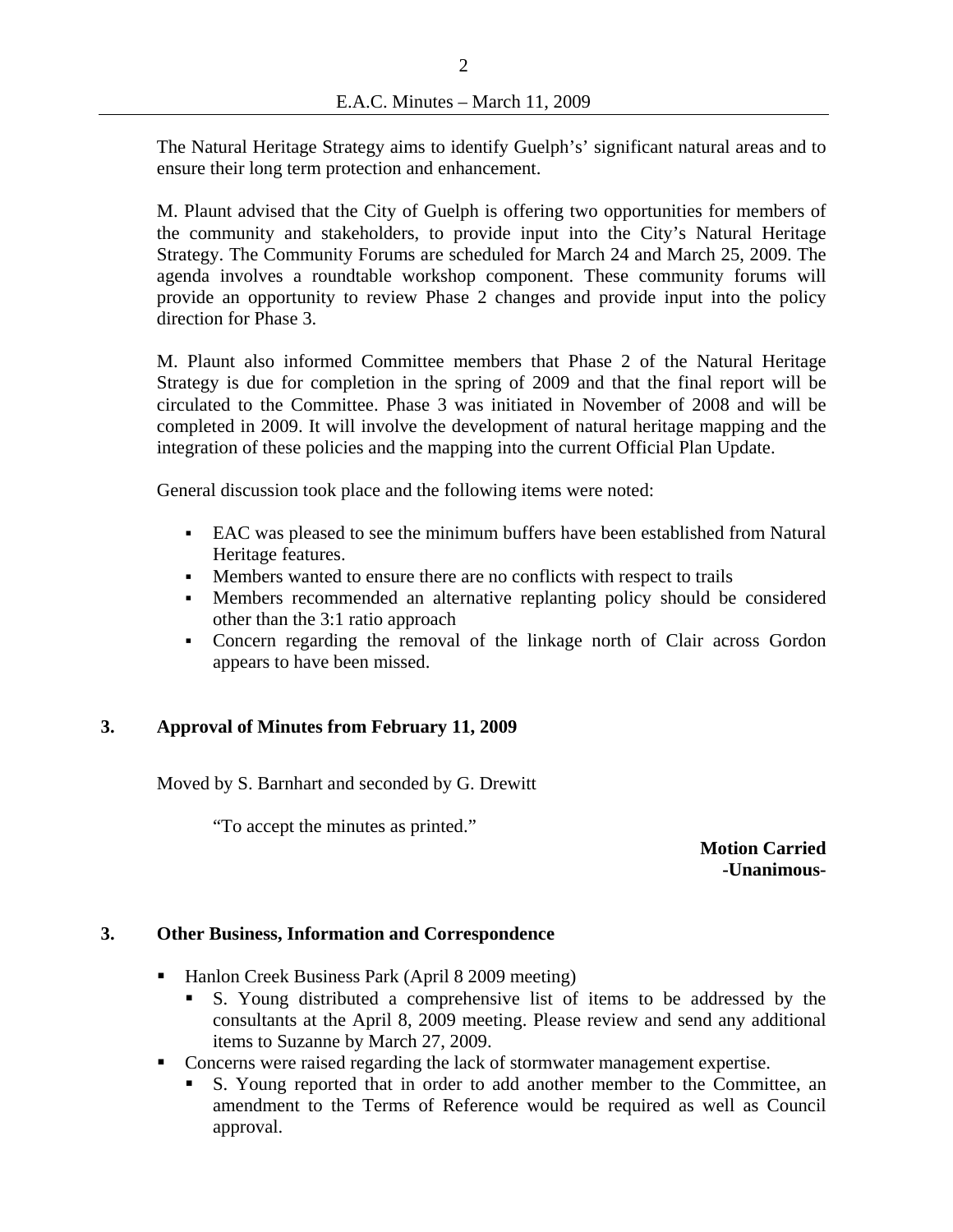The Natural Heritage Strategy aims to identify Guelph's' significant natural areas and to ensure their long term protection and enhancement.

M. Plaunt advised that the City of Guelph is offering two opportunities for members of the community and stakeholders, to provide input into the City's Natural Heritage Strategy. The Community Forums are scheduled for March 24 and March 25, 2009. The agenda involves a roundtable workshop component. These community forums will provide an opportunity to review Phase 2 changes and provide input into the policy direction for Phase 3.

M. Plaunt also informed Committee members that Phase 2 of the Natural Heritage Strategy is due for completion in the spring of 2009 and that the final report will be circulated to the Committee. Phase 3 was initiated in November of 2008 and will be completed in 2009. It will involve the development of natural heritage mapping and the integration of these policies and the mapping into the current Official Plan Update.

General discussion took place and the following items were noted:

- EAC was pleased to see the minimum buffers have been established from Natural Heritage features.
- Members wanted to ensure there are no conflicts with respect to trails
- Members recommended an alternative replanting policy should be considered other than the 3:1 ratio approach
- Concern regarding the removal of the linkage north of Clair across Gordon appears to have been missed.

## 3. Approval of Minutes from February 11, 2009

Moved by S. Barnhart and seconded by G. Drewitt

"To accept the minutes as printed."

**Motion Carried**
**-Unanimous-**

## 3. Other Business, Information and Correspondence

- Hanlon Creek Business Park (April 8 2009 meeting)
  - S. Young distributed a comprehensive list of items to be addressed by the consultants at the April 8, 2009 meeting. Please review and send any additional items to Suzanne by March 27, 2009.
- Concerns were raised regarding the lack of stormwater management expertise.
  - S. Young reported that in order to add another member to the Committee, an amendment to the Terms of Reference would be required as well as Council approval.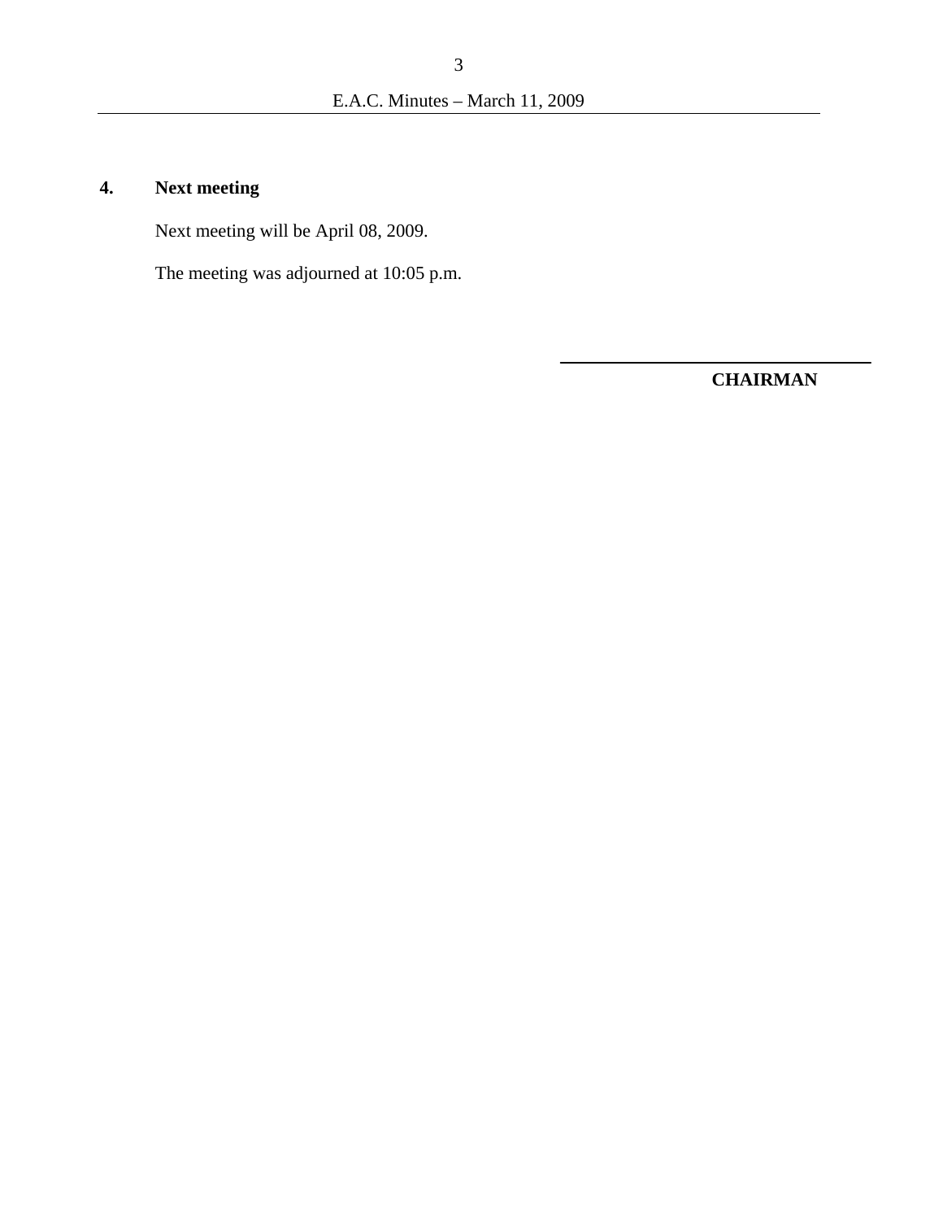## 4. Next meeting

Next meeting will be April 08, 2009.

The meeting was adjourned at 10:05 p.m.

\_\_\_\_\_\_\_\_\_\_\_\_\_\_\_\_\_\_\_\_\_\_\_\_\_\_\_\_\_\_\_\_

**CHAIRMAN**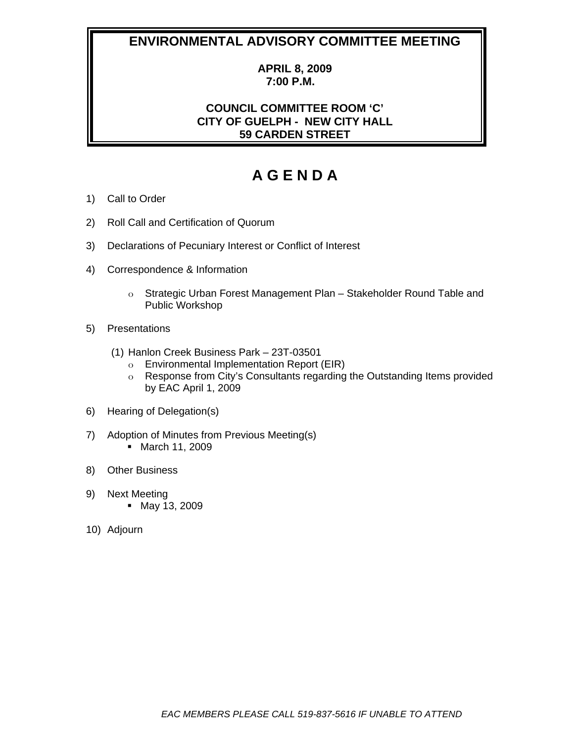# ENVIRONMENTAL ADVISORY COMMITTEE MEETING

**APRIL 8, 2009**
**7:00 P.M.**

**COUNCIL COMMITTEE ROOM 'C'**
**CITY OF GUELPH - NEW CITY HALL**
**59 CARDEN STREET**

# A G E N D A

1) Call to Order

2) Roll Call and Certification of Quorum

3) Declarations of Pecuniary Interest or Conflict of Interest

4) Correspondence & Information

   - Strategic Urban Forest Management Plan – Stakeholder Round Table and Public Workshop

5) Presentations

   (1) Hanlon Creek Business Park – 23T-03501
   - Environmental Implementation Report (EIR)
   - Response from City's Consultants regarding the Outstanding Items provided by EAC April 1, 2009

6) Hearing of Delegation(s)

7) Adoption of Minutes from Previous Meeting(s)
   - March 11, 2009

8) Other Business

9) Next Meeting
   - May 13, 2009

10) Adjourn

*EAC MEMBERS PLEASE CALL 519-837-5616 IF UNABLE TO ATTEND*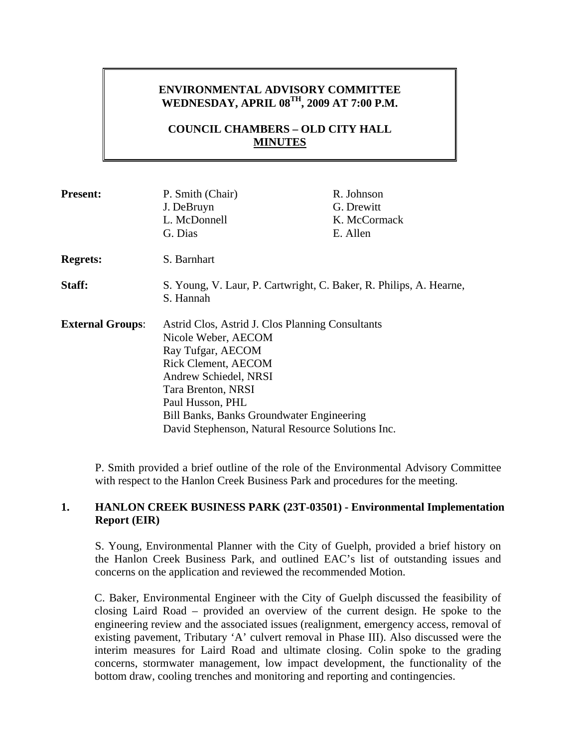**ENVIRONMENTAL ADVISORY COMMITTEE**
**WEDNESDAY, APRIL 08TH, 2009 AT 7:00 P.M.**

**COUNCIL CHAMBERS – OLD CITY HALL**
**MINUTES**

| | | |
|---|---|---|
| **Present:** | P. Smith (Chair) | R. Johnson |
| | J. DeBruyn | G. Drewitt |
| | L. McDonnell | K. McCormack |
| | G. Dias | E. Allen |

**Regrets:** S. Barnhart

**Staff:** S. Young, V. Laur, P. Cartwright, C. Baker, R. Philips, A. Hearne, S. Hannah

**External Groups:**
Astrid Clos, Astrid J. Clos Planning Consultants
Nicole Weber, AECOM
Ray Tufgar, AECOM
Rick Clement, AECOM
Andrew Schiedel, NRSI
Tara Brenton, NRSI
Paul Husson, PHL
Bill Banks, Banks Groundwater Engineering
David Stephenson, Natural Resource Solutions Inc.

P. Smith provided a brief outline of the role of the Environmental Advisory Committee with respect to the Hanlon Creek Business Park and procedures for the meeting.

## 1. HANLON CREEK BUSINESS PARK (23T-03501) - Environmental Implementation Report (EIR)

S. Young, Environmental Planner with the City of Guelph, provided a brief history on the Hanlon Creek Business Park, and outlined EAC's list of outstanding issues and concerns on the application and reviewed the recommended Motion.

C. Baker, Environmental Engineer with the City of Guelph discussed the feasibility of closing Laird Road – provided an overview of the current design. He spoke to the engineering review and the associated issues (realignment, emergency access, removal of existing pavement, Tributary 'A' culvert removal in Phase III). Also discussed were the interim measures for Laird Road and ultimate closing. Colin spoke to the grading concerns, stormwater management, low impact development, the functionality of the bottom draw, cooling trenches and monitoring and reporting and contingencies.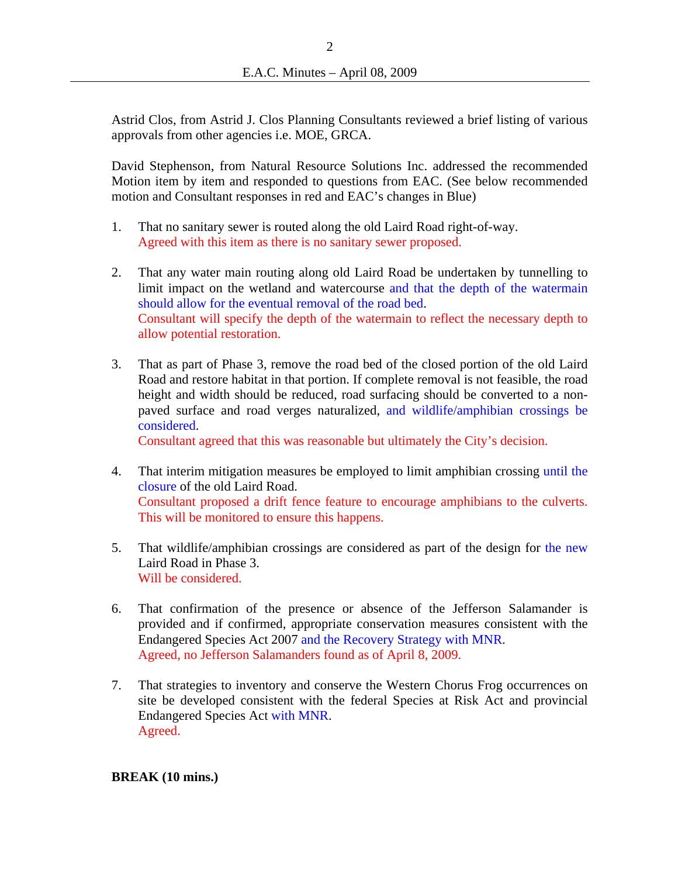Astrid Clos, from Astrid J. Clos Planning Consultants reviewed a brief listing of various approvals from other agencies i.e. MOE, GRCA.

David Stephenson, from Natural Resource Solutions Inc. addressed the recommended Motion item by item and responded to questions from EAC. (See below recommended motion and Consultant responses in red and EAC's changes in Blue)

1. That no sanitary sewer is routed along the old Laird Road right-of-way.
   Agreed with this item as there is no sanitary sewer proposed.

2. That any water main routing along old Laird Road be undertaken by tunnelling to limit impact on the wetland and watercourse and that the depth of the watermain should allow for the eventual removal of the road bed.
   Consultant will specify the depth of the watermain to reflect the necessary depth to allow potential restoration.

3. That as part of Phase 3, remove the road bed of the closed portion of the old Laird Road and restore habitat in that portion. If complete removal is not feasible, the road height and width should be reduced, road surfacing should be converted to a non-paved surface and road verges naturalized, and wildlife/amphibian crossings be considered.
   Consultant agreed that this was reasonable but ultimately the City's decision.

4. That interim mitigation measures be employed to limit amphibian crossing until the closure of the old Laird Road.
   Consultant proposed a drift fence feature to encourage amphibians to the culverts. This will be monitored to ensure this happens.

5. That wildlife/amphibian crossings are considered as part of the design for the new Laird Road in Phase 3.
   Will be considered.

6. That confirmation of the presence or absence of the Jefferson Salamander is provided and if confirmed, appropriate conservation measures consistent with the Endangered Species Act 2007 and the Recovery Strategy with MNR.
   Agreed, no Jefferson Salamanders found as of April 8, 2009.

7. That strategies to inventory and conserve the Western Chorus Frog occurrences on site be developed consistent with the federal Species at Risk Act and provincial Endangered Species Act with MNR.
   Agreed.

**BREAK (10 mins.)**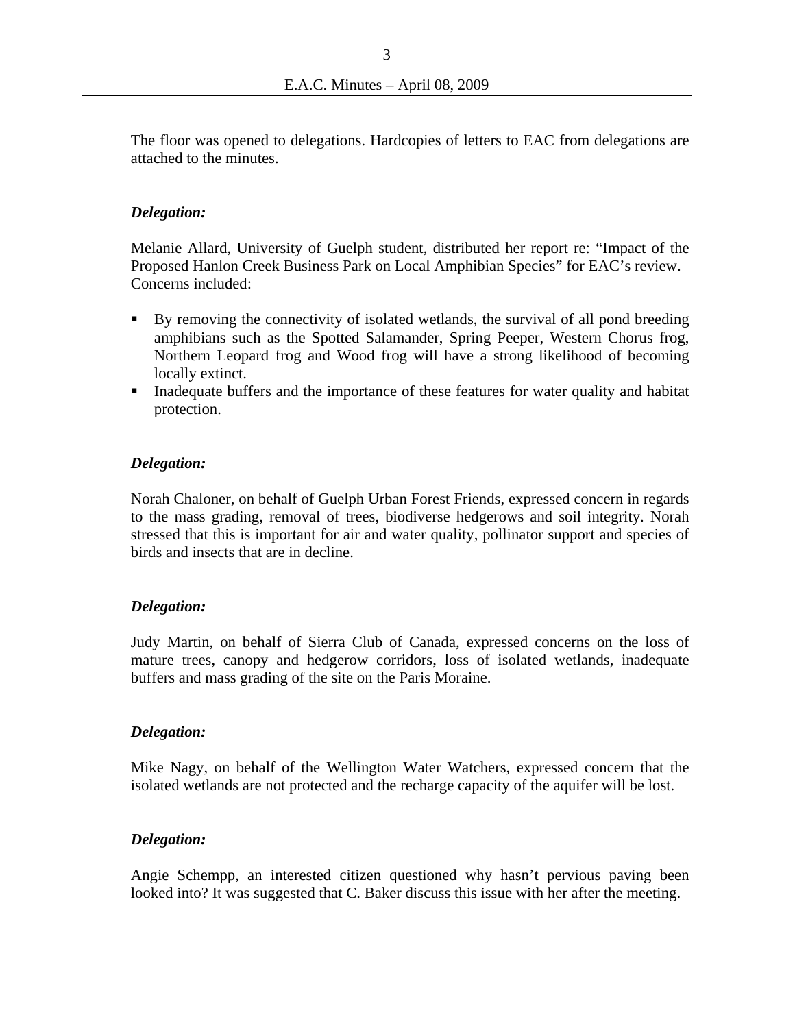The floor was opened to delegations. Hardcopies of letters to EAC from delegations are attached to the minutes.

***Delegation:***

Melanie Allard, University of Guelph student, distributed her report re: "Impact of the Proposed Hanlon Creek Business Park on Local Amphibian Species" for EAC's review. Concerns included:

- By removing the connectivity of isolated wetlands, the survival of all pond breeding amphibians such as the Spotted Salamander, Spring Peeper, Western Chorus frog, Northern Leopard frog and Wood frog will have a strong likelihood of becoming locally extinct.
- Inadequate buffers and the importance of these features for water quality and habitat protection.

***Delegation:***

Norah Chaloner, on behalf of Guelph Urban Forest Friends, expressed concern in regards to the mass grading, removal of trees, biodiverse hedgerows and soil integrity. Norah stressed that this is important for air and water quality, pollinator support and species of birds and insects that are in decline.

***Delegation:***

Judy Martin, on behalf of Sierra Club of Canada, expressed concerns on the loss of mature trees, canopy and hedgerow corridors, loss of isolated wetlands, inadequate buffers and mass grading of the site on the Paris Moraine.

***Delegation:***

Mike Nagy, on behalf of the Wellington Water Watchers, expressed concern that the isolated wetlands are not protected and the recharge capacity of the aquifer will be lost.

***Delegation:***

Angie Schempp, an interested citizen questioned why hasn't pervious paving been looked into? It was suggested that C. Baker discuss this issue with her after the meeting.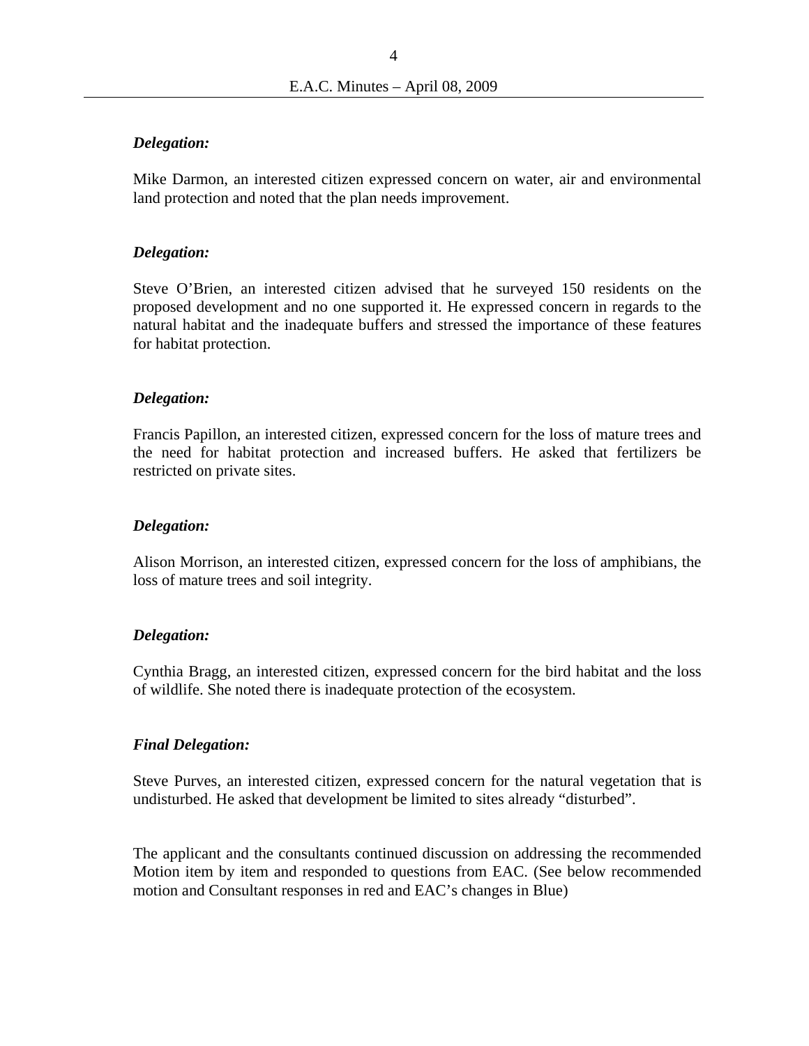***Delegation:***

Mike Darmon, an interested citizen expressed concern on water, air and environmental land protection and noted that the plan needs improvement.

***Delegation:***

Steve O'Brien, an interested citizen advised that he surveyed 150 residents on the proposed development and no one supported it. He expressed concern in regards to the natural habitat and the inadequate buffers and stressed the importance of these features for habitat protection.

***Delegation:***

Francis Papillon, an interested citizen, expressed concern for the loss of mature trees and the need for habitat protection and increased buffers. He asked that fertilizers be restricted on private sites.

***Delegation:***

Alison Morrison, an interested citizen, expressed concern for the loss of amphibians, the loss of mature trees and soil integrity.

***Delegation:***

Cynthia Bragg, an interested citizen, expressed concern for the bird habitat and the loss of wildlife. She noted there is inadequate protection of the ecosystem.

***Final Delegation:***

Steve Purves, an interested citizen, expressed concern for the natural vegetation that is undisturbed. He asked that development be limited to sites already "disturbed".

The applicant and the consultants continued discussion on addressing the recommended Motion item by item and responded to questions from EAC. (See below recommended motion and Consultant responses in red and EAC's changes in Blue)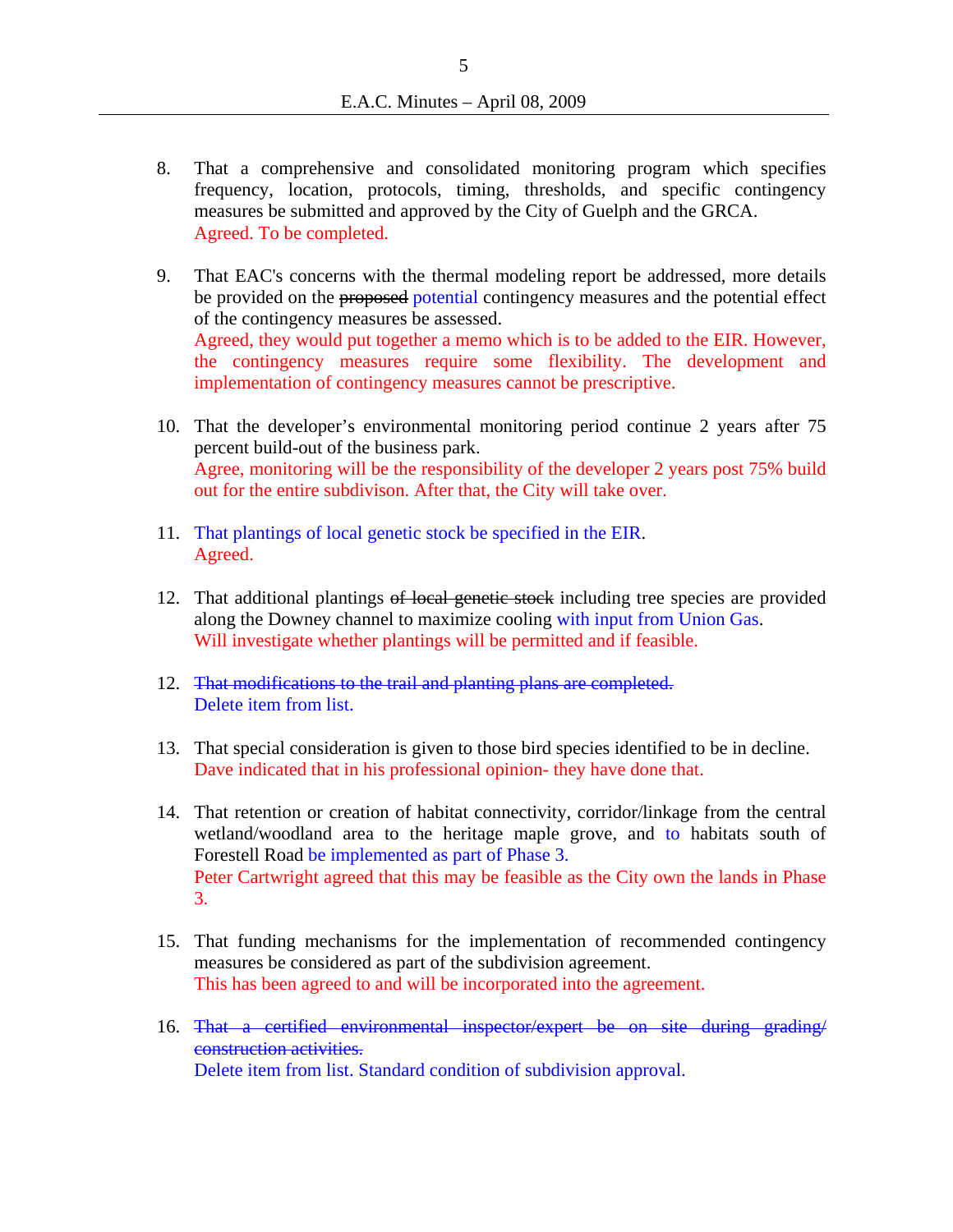8. That a comprehensive and consolidated monitoring program which specifies frequency, location, protocols, timing, thresholds, and specific contingency measures be submitted and approved by the City of Guelph and the GRCA.
   Agreed. To be completed.

9. That EAC's concerns with the thermal modeling report be addressed, more details be provided on the ~~proposed~~ potential contingency measures and the potential effect of the contingency measures be assessed.
   Agreed, they would put together a memo which is to be added to the EIR. However, the contingency measures require some flexibility. The development and implementation of contingency measures cannot be prescriptive.

10. That the developer's environmental monitoring period continue 2 years after 75 percent build-out of the business park.
    Agree, monitoring will be the responsibility of the developer 2 years post 75% build out for the entire subdivison. After that, the City will take over.

11. That plantings of local genetic stock be specified in the EIR.
    Agreed.

12. That additional plantings ~~of local genetic stock~~ including tree species are provided along the Downey channel to maximize cooling with input from Union Gas.
    Will investigate whether plantings will be permitted and if feasible.

12. ~~That modifications to the trail and planting plans are completed.~~
    Delete item from list.

13. That special consideration is given to those bird species identified to be in decline.
    Dave indicated that in his professional opinion- they have done that.

14. That retention or creation of habitat connectivity, corridor/linkage from the central wetland/woodland area to the heritage maple grove, and to habitats south of Forestell Road be implemented as part of Phase 3.
    Peter Cartwright agreed that this may be feasible as the City own the lands in Phase 3.

15. That funding mechanisms for the implementation of recommended contingency measures be considered as part of the subdivision agreement.
    This has been agreed to and will be incorporated into the agreement.

16. ~~That a certified environmental inspector/expert be on site during grading/ construction activities.~~
    Delete item from list. Standard condition of subdivision approval.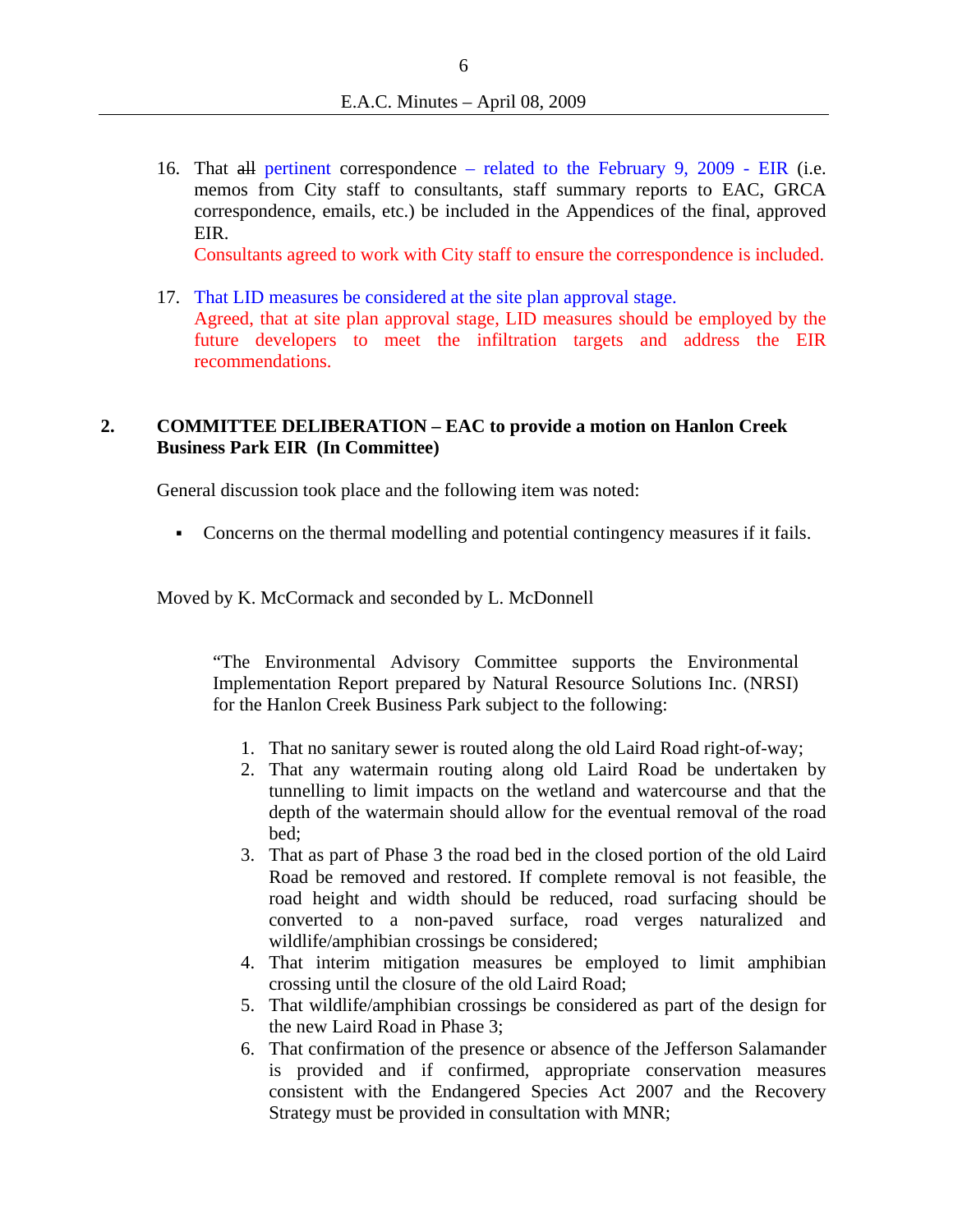16. That ~~all~~ pertinent correspondence – related to the February 9, 2009 - EIR (i.e. memos from City staff to consultants, staff summary reports to EAC, GRCA correspondence, emails, etc.) be included in the Appendices of the final, approved EIR.
    Consultants agreed to work with City staff to ensure the correspondence is included.

17. That LID measures be considered at the site plan approval stage.
    Agreed, that at site plan approval stage, LID measures should be employed by the future developers to meet the infiltration targets and address the EIR recommendations.

## 2. COMMITTEE DELIBERATION – EAC to provide a motion on Hanlon Creek Business Park EIR (In Committee)

General discussion took place and the following item was noted:

- Concerns on the thermal modelling and potential contingency measures if it fails.

Moved by K. McCormack and seconded by L. McDonnell

> "The Environmental Advisory Committee supports the Environmental Implementation Report prepared by Natural Resource Solutions Inc. (NRSI) for the Hanlon Creek Business Park subject to the following:
>
> 1. That no sanitary sewer is routed along the old Laird Road right-of-way;
> 2. That any watermain routing along old Laird Road be undertaken by tunnelling to limit impacts on the wetland and watercourse and that the depth of the watermain should allow for the eventual removal of the road bed;
> 3. That as part of Phase 3 the road bed in the closed portion of the old Laird Road be removed and restored. If complete removal is not feasible, the road height and width should be reduced, road surfacing should be converted to a non-paved surface, road verges naturalized and wildlife/amphibian crossings be considered;
> 4. That interim mitigation measures be employed to limit amphibian crossing until the closure of the old Laird Road;
> 5. That wildlife/amphibian crossings be considered as part of the design for the new Laird Road in Phase 3;
> 6. That confirmation of the presence or absence of the Jefferson Salamander is provided and if confirmed, appropriate conservation measures consistent with the Endangered Species Act 2007 and the Recovery Strategy must be provided in consultation with MNR;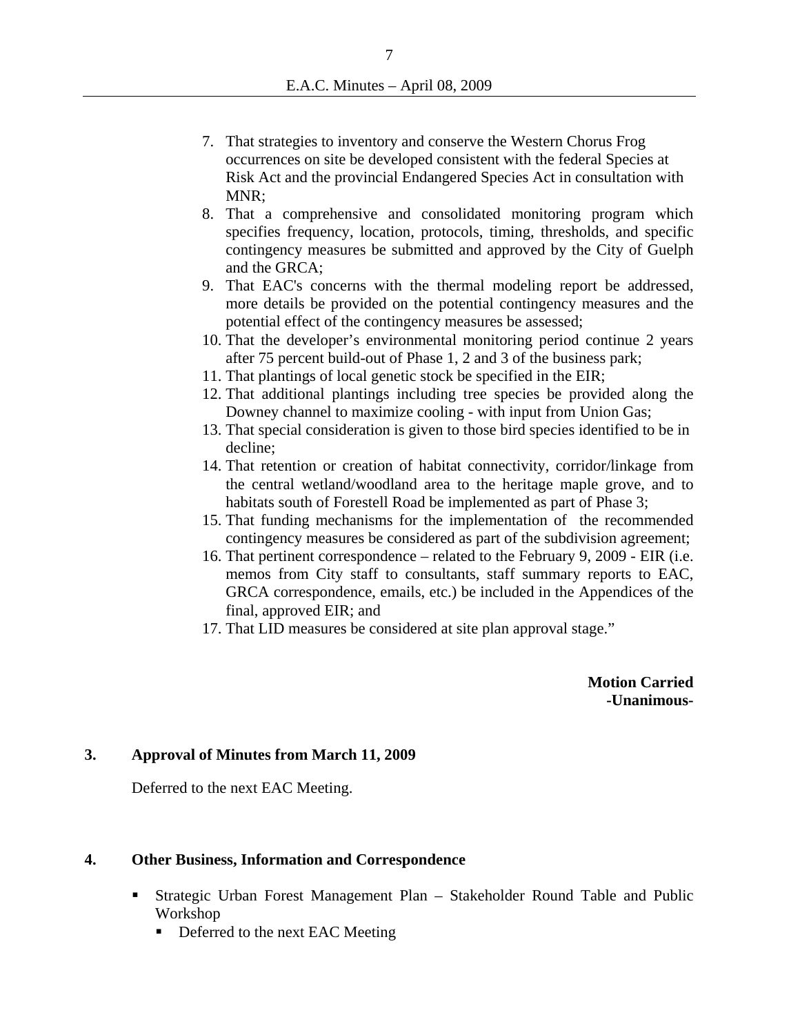7. That strategies to inventory and conserve the Western Chorus Frog occurrences on site be developed consistent with the federal Species at Risk Act and the provincial Endangered Species Act in consultation with MNR;
8. That a comprehensive and consolidated monitoring program which specifies frequency, location, protocols, timing, thresholds, and specific contingency measures be submitted and approved by the City of Guelph and the GRCA;
9. That EAC's concerns with the thermal modeling report be addressed, more details be provided on the potential contingency measures and the potential effect of the contingency measures be assessed;
10. That the developer's environmental monitoring period continue 2 years after 75 percent build-out of Phase 1, 2 and 3 of the business park;
11. That plantings of local genetic stock be specified in the EIR;
12. That additional plantings including tree species be provided along the Downey channel to maximize cooling - with input from Union Gas;
13. That special consideration is given to those bird species identified to be in decline;
14. That retention or creation of habitat connectivity, corridor/linkage from the central wetland/woodland area to the heritage maple grove, and to habitats south of Forestell Road be implemented as part of Phase 3;
15. That funding mechanisms for the implementation of the recommended contingency measures be considered as part of the subdivision agreement;
16. That pertinent correspondence – related to the February 9, 2009 - EIR (i.e. memos from City staff to consultants, staff summary reports to EAC, GRCA correspondence, emails, etc.) be included in the Appendices of the final, approved EIR; and
17. That LID measures be considered at site plan approval stage."

**Motion Carried**
**-Unanimous-**

## 3. Approval of Minutes from March 11, 2009

Deferred to the next EAC Meeting.

## 4. Other Business, Information and Correspondence

- Strategic Urban Forest Management Plan – Stakeholder Round Table and Public Workshop
  - Deferred to the next EAC Meeting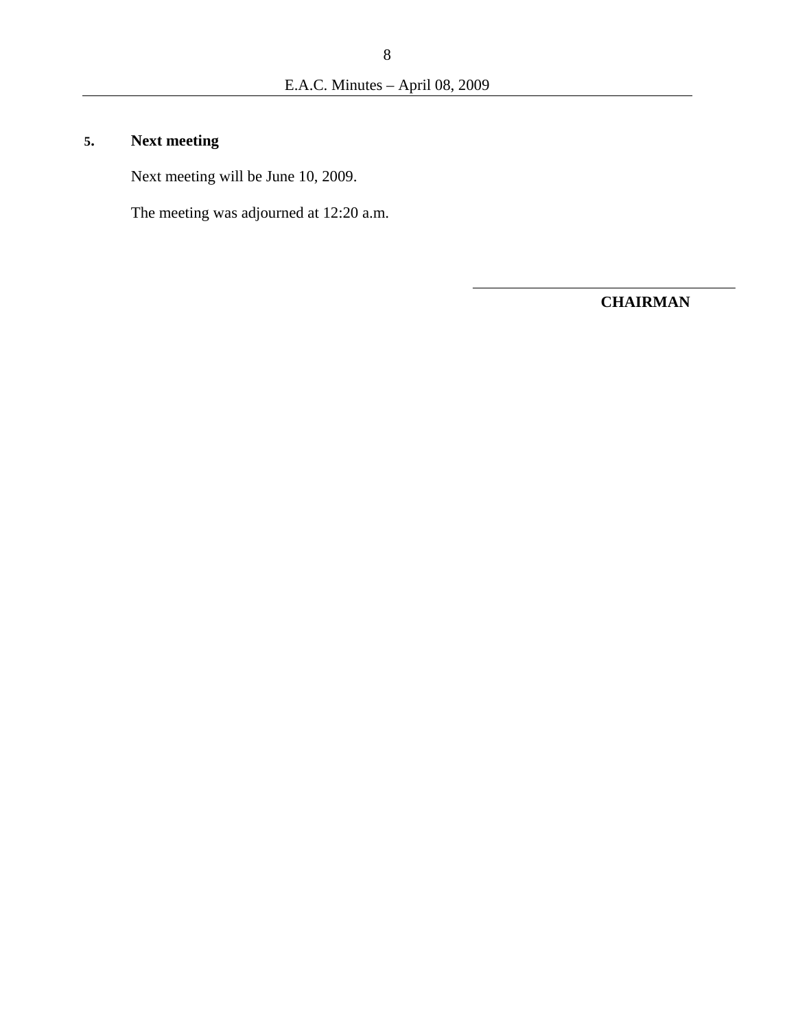## 5. Next meeting

Next meeting will be June 10, 2009.

The meeting was adjourned at 12:20 a.m.

\_\_\_\_\_\_\_\_\_\_\_\_\_\_\_\_\_\_\_\_\_\_\_\_\_\_\_\_\_\_\_\_

**CHAIRMAN**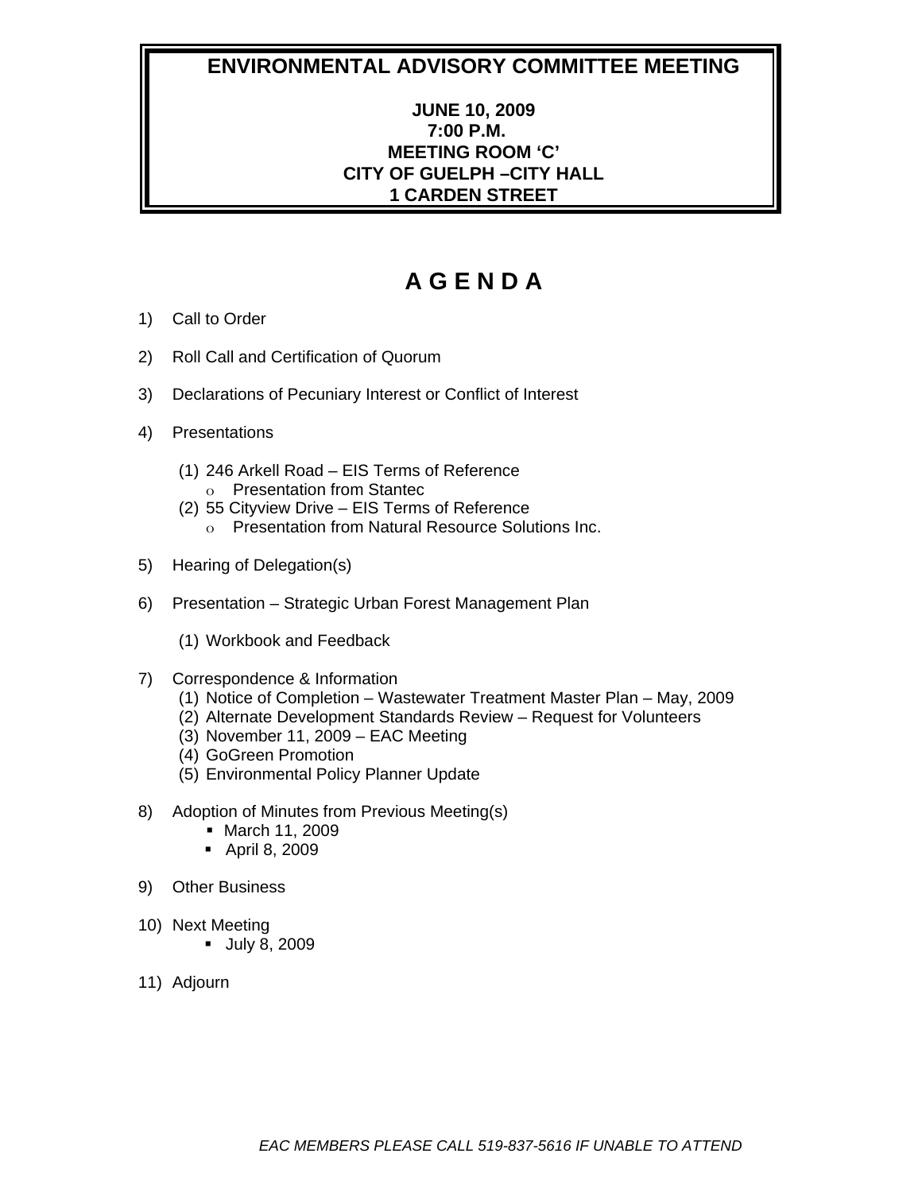# ENVIRONMENTAL ADVISORY COMMITTEE MEETING

**JUNE 10, 2009**
**7:00 P.M.**
**MEETING ROOM 'C'**
**CITY OF GUELPH –CITY HALL**
**1 CARDEN STREET**

# A G E N D A

1) Call to Order

2) Roll Call and Certification of Quorum

3) Declarations of Pecuniary Interest or Conflict of Interest

4) Presentations

   (1) 246 Arkell Road – EIS Terms of Reference
      - Presentation from Stantec

   (2) 55 Cityview Drive – EIS Terms of Reference
      - Presentation from Natural Resource Solutions Inc.

5) Hearing of Delegation(s)

6) Presentation – Strategic Urban Forest Management Plan

   (1) Workbook and Feedback

7) Correspondence & Information

   (1) Notice of Completion – Wastewater Treatment Master Plan – May, 2009
   (2) Alternate Development Standards Review – Request for Volunteers
   (3) November 11, 2009 – EAC Meeting
   (4) GoGreen Promotion
   (5) Environmental Policy Planner Update

8) Adoption of Minutes from Previous Meeting(s)
   - March 11, 2009
   - April 8, 2009

9) Other Business

10) Next Meeting
    - July 8, 2009

11) Adjourn

*EAC MEMBERS PLEASE CALL 519-837-5616 IF UNABLE TO ATTEND*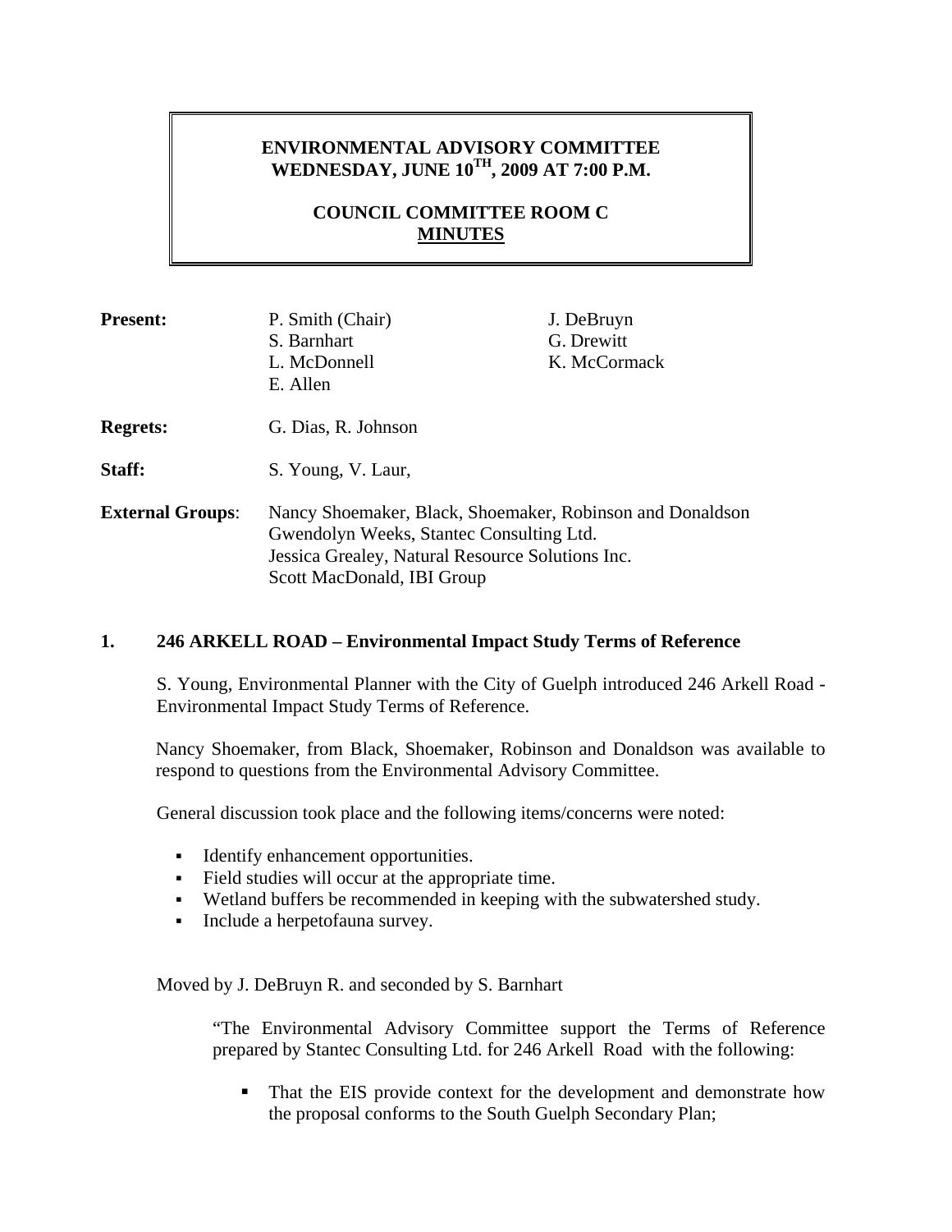**ENVIRONMENTAL ADVISORY COMMITTEE**
**WEDNESDAY, JUNE 10TH, 2009 AT 7:00 P.M.**

**COUNCIL COMMITTEE ROOM C**
**MINUTES**

**Present:** P. Smith (Chair), S. Barnhart, L. McDonnell, E. Allen, J. DeBruyn, G. Drewitt, K. McCormack

**Regrets:** G. Dias, R. Johnson

**Staff:** S. Young, V. Laur,

**External Groups**: Nancy Shoemaker, Black, Shoemaker, Robinson and Donaldson
Gwendolyn Weeks, Stantec Consulting Ltd.
Jessica Grealey, Natural Resource Solutions Inc.
Scott MacDonald, IBI Group

## 1. 246 ARKELL ROAD – Environmental Impact Study Terms of Reference

S. Young, Environmental Planner with the City of Guelph introduced 246 Arkell Road - Environmental Impact Study Terms of Reference.

Nancy Shoemaker, from Black, Shoemaker, Robinson and Donaldson was available to respond to questions from the Environmental Advisory Committee.

General discussion took place and the following items/concerns were noted:

- Identify enhancement opportunities.
- Field studies will occur at the appropriate time.
- Wetland buffers be recommended in keeping with the subwatershed study.
- Include a herpetofauna survey.

Moved by J. DeBruyn R. and seconded by S. Barnhart

"The Environmental Advisory Committee support the Terms of Reference prepared by Stantec Consulting Ltd. for 246 Arkell Road with the following:

- That the EIS provide context for the development and demonstrate how the proposal conforms to the South Guelph Secondary Plan;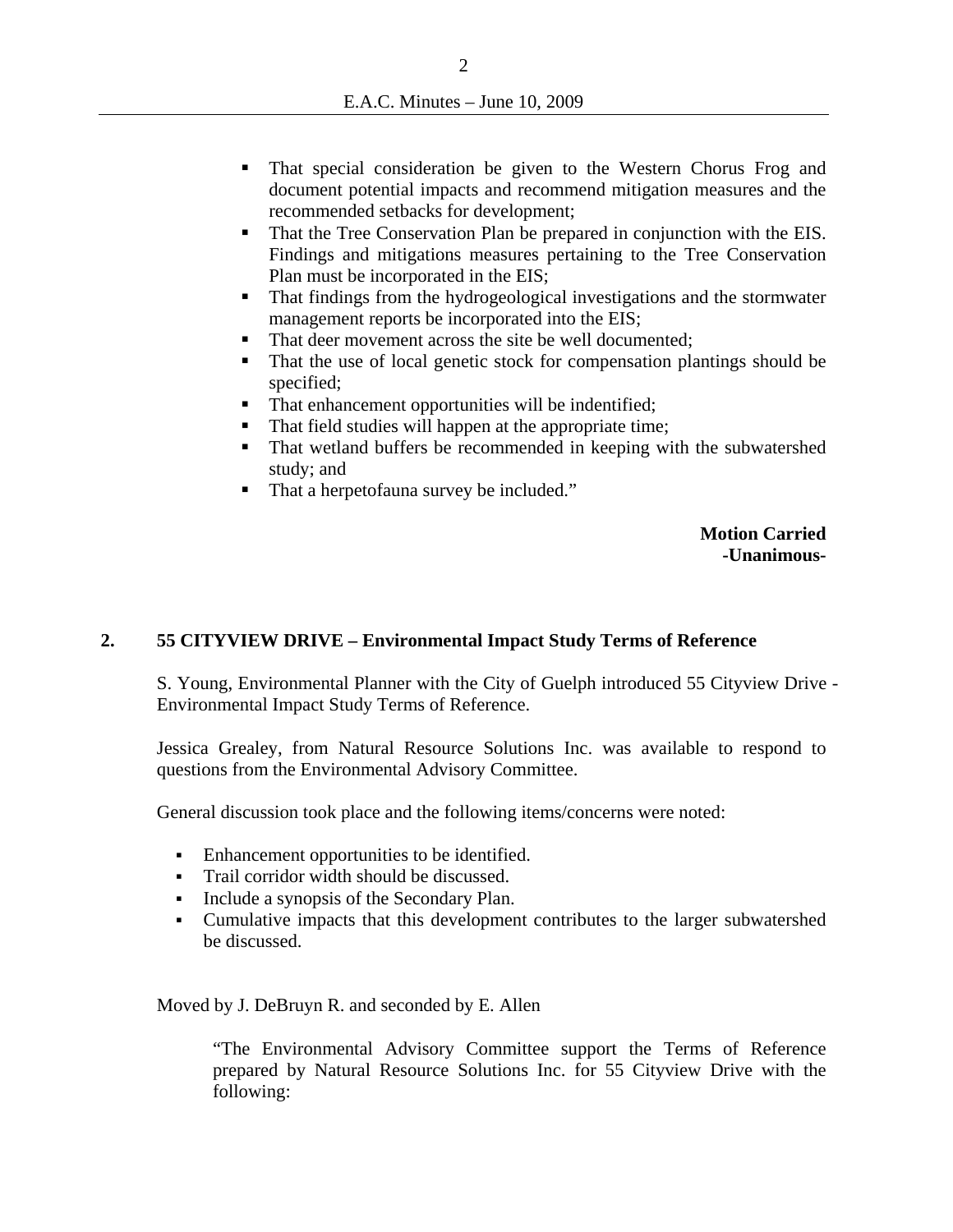- That special consideration be given to the Western Chorus Frog and document potential impacts and recommend mitigation measures and the recommended setbacks for development;
- That the Tree Conservation Plan be prepared in conjunction with the EIS. Findings and mitigations measures pertaining to the Tree Conservation Plan must be incorporated in the EIS;
- That findings from the hydrogeological investigations and the stormwater management reports be incorporated into the EIS;
- That deer movement across the site be well documented;
- That the use of local genetic stock for compensation plantings should be specified;
- That enhancement opportunities will be indentified;
- That field studies will happen at the appropriate time;
- That wetland buffers be recommended in keeping with the subwatershed study; and
- That a herpetofauna survey be included."

**Motion Carried**
**-Unanimous-**

## 2. 55 CITYVIEW DRIVE – Environmental Impact Study Terms of Reference

S. Young, Environmental Planner with the City of Guelph introduced 55 Cityview Drive - Environmental Impact Study Terms of Reference.

Jessica Grealey, from Natural Resource Solutions Inc. was available to respond to questions from the Environmental Advisory Committee.

General discussion took place and the following items/concerns were noted:

- Enhancement opportunities to be identified.
- Trail corridor width should be discussed.
- Include a synopsis of the Secondary Plan.
- Cumulative impacts that this development contributes to the larger subwatershed be discussed.

Moved by J. DeBruyn R. and seconded by E. Allen

"The Environmental Advisory Committee support the Terms of Reference prepared by Natural Resource Solutions Inc. for 55 Cityview Drive with the following: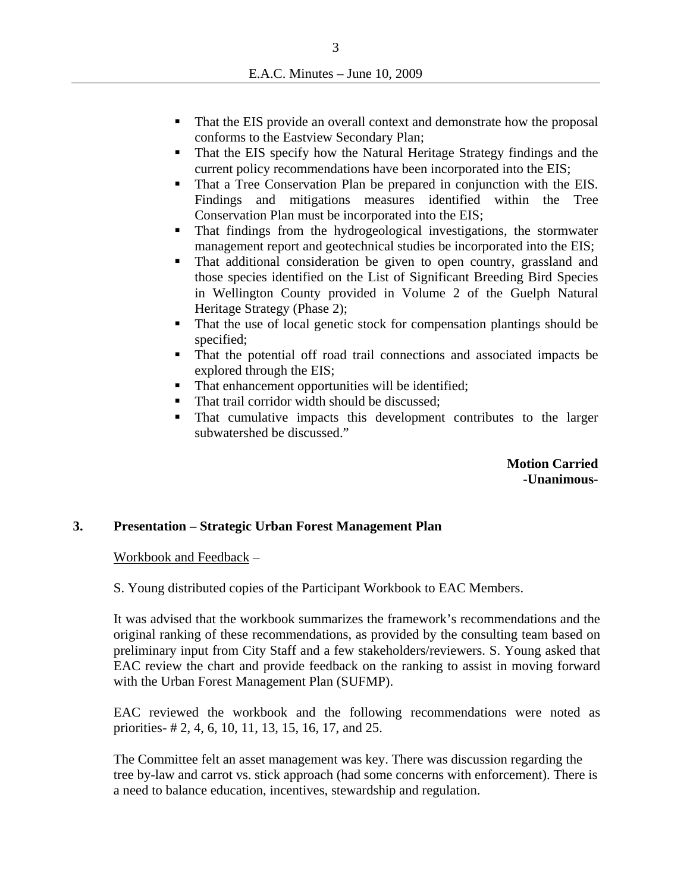- That the EIS provide an overall context and demonstrate how the proposal conforms to the Eastview Secondary Plan;
- That the EIS specify how the Natural Heritage Strategy findings and the current policy recommendations have been incorporated into the EIS;
- That a Tree Conservation Plan be prepared in conjunction with the EIS. Findings and mitigations measures identified within the Tree Conservation Plan must be incorporated into the EIS;
- That findings from the hydrogeological investigations, the stormwater management report and geotechnical studies be incorporated into the EIS;
- That additional consideration be given to open country, grassland and those species identified on the List of Significant Breeding Bird Species in Wellington County provided in Volume 2 of the Guelph Natural Heritage Strategy (Phase 2);
- That the use of local genetic stock for compensation plantings should be specified;
- That the potential off road trail connections and associated impacts be explored through the EIS;
- That enhancement opportunities will be identified;
- That trail corridor width should be discussed;
- That cumulative impacts this development contributes to the larger subwatershed be discussed."

**Motion Carried**
**-Unanimous-**

**3. Presentation – Strategic Urban Forest Management Plan**

Workbook and Feedback –

S. Young distributed copies of the Participant Workbook to EAC Members.

It was advised that the workbook summarizes the framework's recommendations and the original ranking of these recommendations, as provided by the consulting team based on preliminary input from City Staff and a few stakeholders/reviewers. S. Young asked that EAC review the chart and provide feedback on the ranking to assist in moving forward with the Urban Forest Management Plan (SUFMP).

EAC reviewed the workbook and the following recommendations were noted as priorities- # 2, 4, 6, 10, 11, 13, 15, 16, 17, and 25.

The Committee felt an asset management was key. There was discussion regarding the tree by-law and carrot vs. stick approach (had some concerns with enforcement). There is a need to balance education, incentives, stewardship and regulation.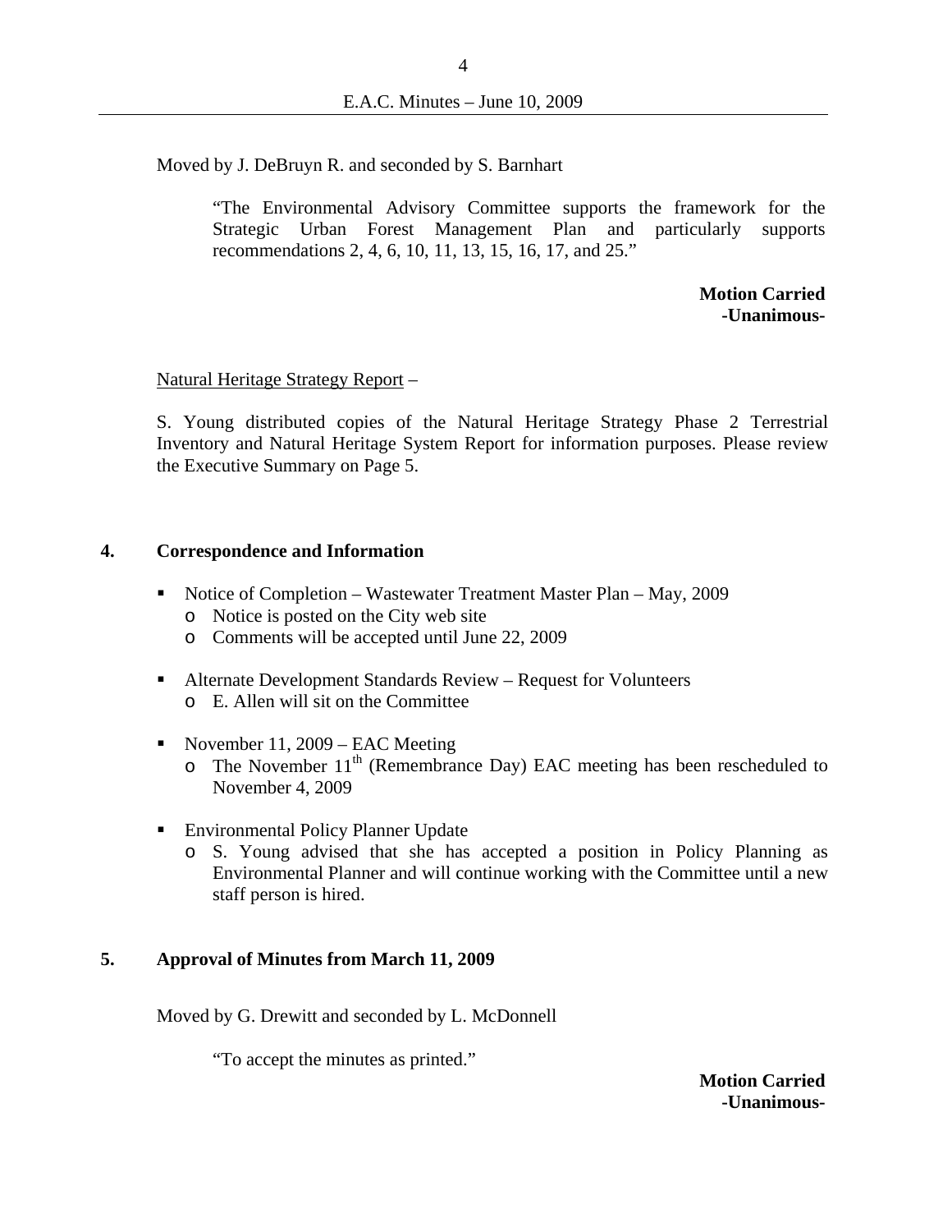Moved by J. DeBruyn R. and seconded by S. Barnhart

> "The Environmental Advisory Committee supports the framework for the Strategic Urban Forest Management Plan and particularly supports recommendations 2, 4, 6, 10, 11, 13, 15, 16, 17, and 25."

**Motion Carried**
**-Unanimous-**

Natural Heritage Strategy Report –

S. Young distributed copies of the Natural Heritage Strategy Phase 2 Terrestrial Inventory and Natural Heritage System Report for information purposes. Please review the Executive Summary on Page 5.

## 4. Correspondence and Information

- Notice of Completion – Wastewater Treatment Master Plan – May, 2009
  - Notice is posted on the City web site
  - Comments will be accepted until June 22, 2009
- Alternate Development Standards Review – Request for Volunteers
  - E. Allen will sit on the Committee
- November 11, 2009 – EAC Meeting
  - The November 11th (Remembrance Day) EAC meeting has been rescheduled to November 4, 2009
- Environmental Policy Planner Update
  - S. Young advised that she has accepted a position in Policy Planning as Environmental Planner and will continue working with the Committee until a new staff person is hired.

## 5. Approval of Minutes from March 11, 2009

Moved by G. Drewitt and seconded by L. McDonnell

> "To accept the minutes as printed."

**Motion Carried**
**-Unanimous-**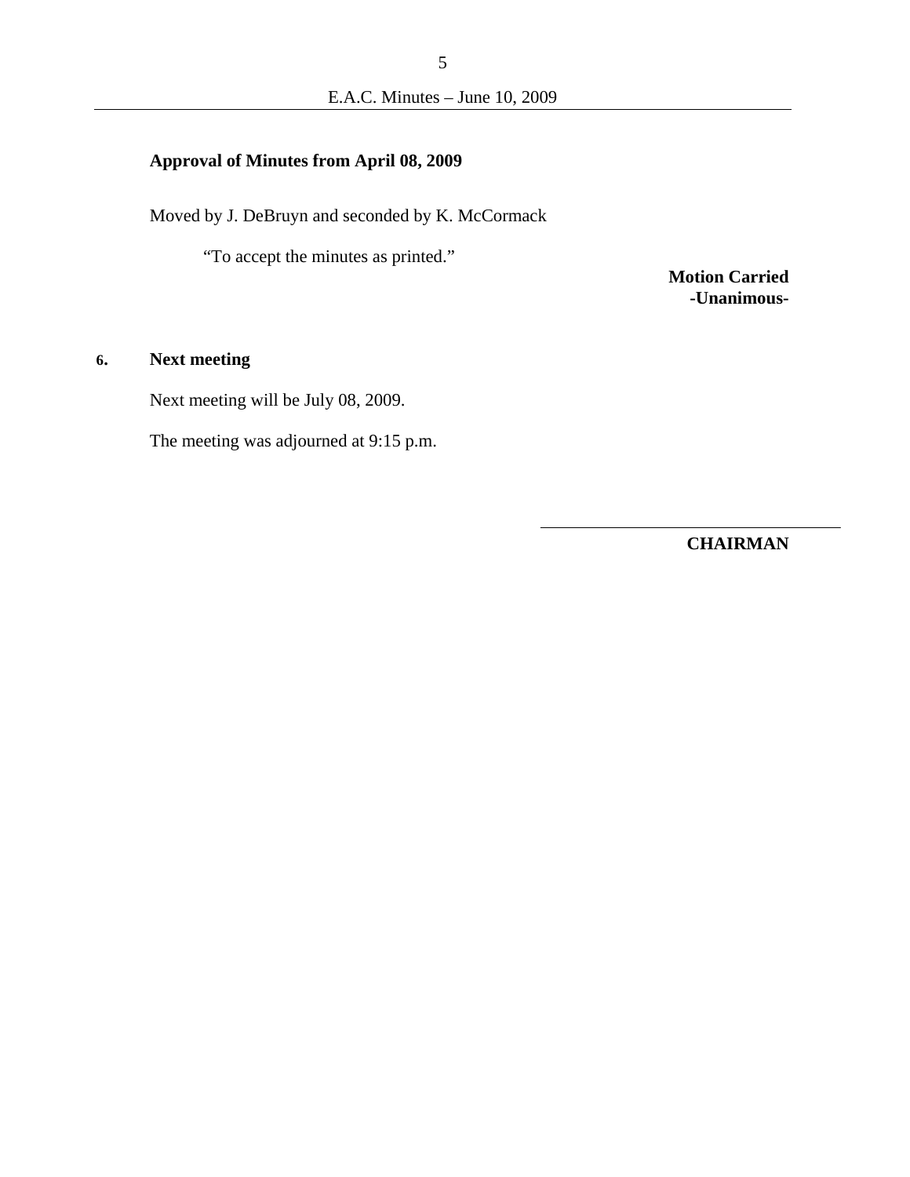**Approval of Minutes from April 08, 2009**

Moved by J. DeBruyn and seconded by K. McCormack

"To accept the minutes as printed."

**Motion Carried**
**-Unanimous-**

## 6. Next meeting

Next meeting will be July 08, 2009.

The meeting was adjourned at 9:15 p.m.

\_\_\_\_\_\_\_\_\_\_\_\_\_\_\_\_\_\_\_\_\_\_\_\_\_\_\_\_\_\_

**CHAIRMAN**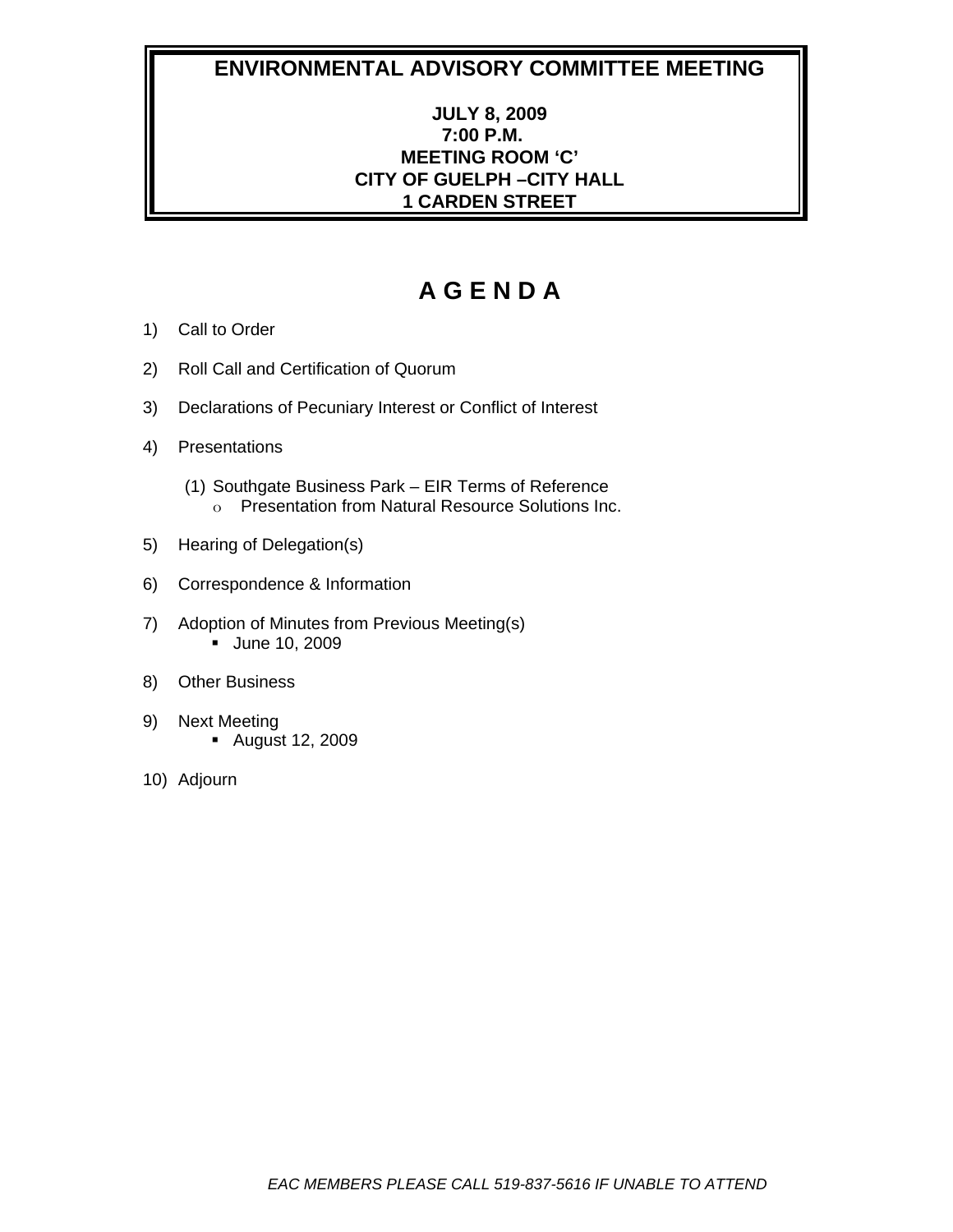# ENVIRONMENTAL ADVISORY COMMITTEE MEETING

**JULY 8, 2009**
**7:00 P.M.**
**MEETING ROOM 'C'**
**CITY OF GUELPH –CITY HALL**
**1 CARDEN STREET**

## A G E N D A

1) Call to Order

2) Roll Call and Certification of Quorum

3) Declarations of Pecuniary Interest or Conflict of Interest

4) Presentations

   (1) Southgate Business Park – EIR Terms of Reference
      - Presentation from Natural Resource Solutions Inc.

5) Hearing of Delegation(s)

6) Correspondence & Information

7) Adoption of Minutes from Previous Meeting(s)
   - June 10, 2009

8) Other Business

9) Next Meeting
   - August 12, 2009

10) Adjourn

*EAC MEMBERS PLEASE CALL 519-837-5616 IF UNABLE TO ATTEND*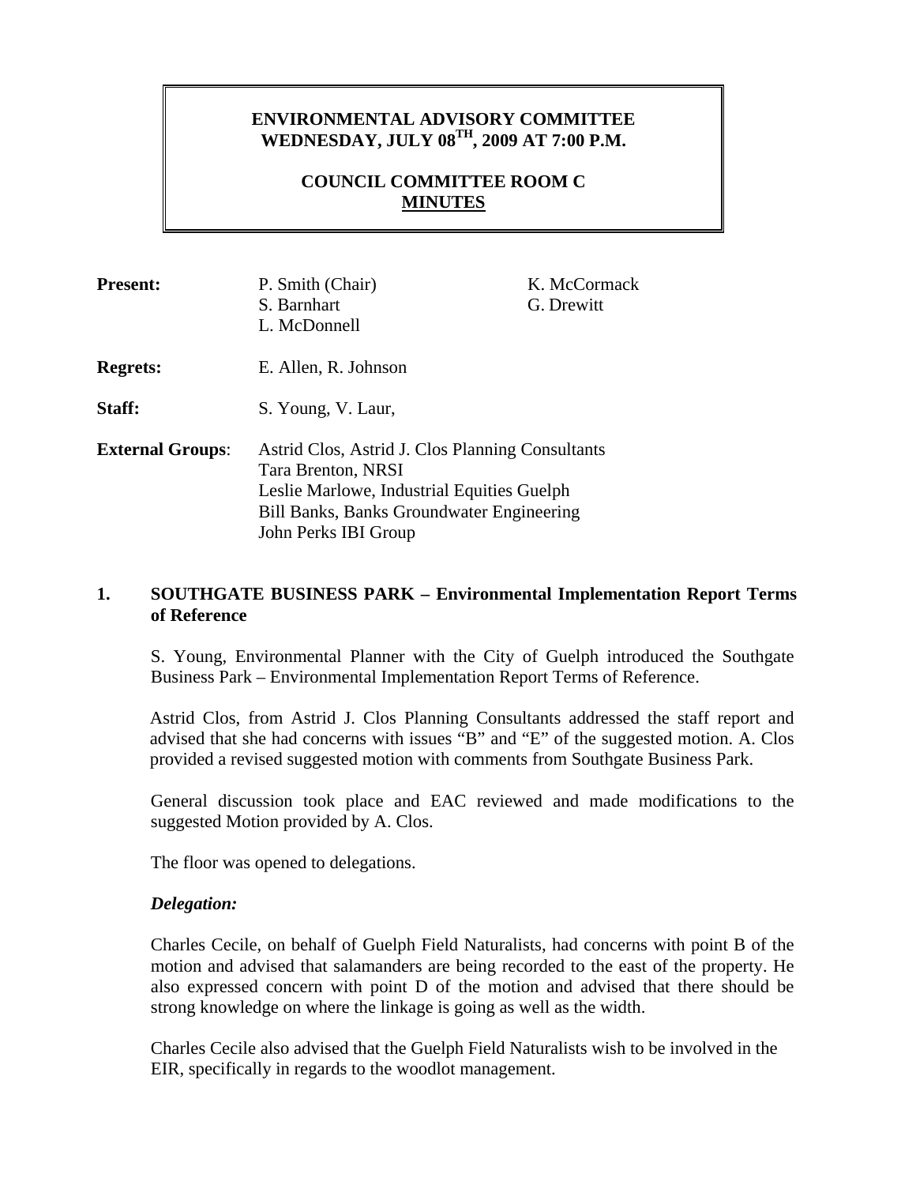**ENVIRONMENTAL ADVISORY COMMITTEE**
**WEDNESDAY, JULY 08TH, 2009 AT 7:00 P.M.**

**COUNCIL COMMITTEE ROOM C**
**MINUTES**

| | | |
|---|---|---|
| **Present:** | P. Smith (Chair) | K. McCormack |
| | S. Barnhart | G. Drewitt |
| | L. McDonnell | |
| **Regrets:** | E. Allen, R. Johnson | |
| **Staff:** | S. Young, V. Laur, | |
| **External Groups**: | Astrid Clos, Astrid J. Clos Planning Consultants | |
| | Tara Brenton, NRSI | |
| | Leslie Marlowe, Industrial Equities Guelph | |
| | Bill Banks, Banks Groundwater Engineering | |
| | John Perks IBI Group | |

## 1. SOUTHGATE BUSINESS PARK – Environmental Implementation Report Terms of Reference

S. Young, Environmental Planner with the City of Guelph introduced the Southgate Business Park – Environmental Implementation Report Terms of Reference.

Astrid Clos, from Astrid J. Clos Planning Consultants addressed the staff report and advised that she had concerns with issues "B" and "E" of the suggested motion. A. Clos provided a revised suggested motion with comments from Southgate Business Park.

General discussion took place and EAC reviewed and made modifications to the suggested Motion provided by A. Clos.

The floor was opened to delegations.

***Delegation:***

Charles Cecile, on behalf of Guelph Field Naturalists, had concerns with point B of the motion and advised that salamanders are being recorded to the east of the property. He also expressed concern with point D of the motion and advised that there should be strong knowledge on where the linkage is going as well as the width.

Charles Cecile also advised that the Guelph Field Naturalists wish to be involved in the EIR, specifically in regards to the woodlot management.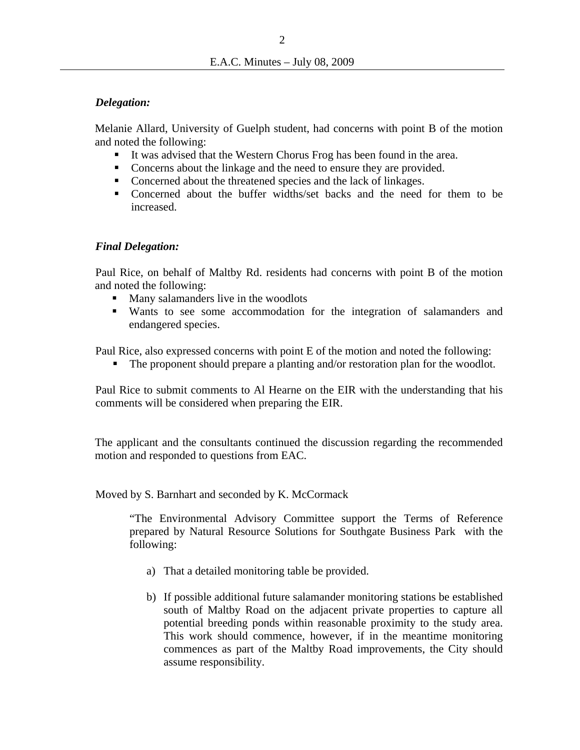***Delegation:***

Melanie Allard, University of Guelph student, had concerns with point B of the motion and noted the following:

- It was advised that the Western Chorus Frog has been found in the area.
- Concerns about the linkage and the need to ensure they are provided.
- Concerned about the threatened species and the lack of linkages.
- Concerned about the buffer widths/set backs and the need for them to be increased.

***Final Delegation:***

Paul Rice, on behalf of Maltby Rd. residents had concerns with point B of the motion and noted the following:

- Many salamanders live in the woodlots
- Wants to see some accommodation for the integration of salamanders and endangered species.

Paul Rice, also expressed concerns with point E of the motion and noted the following:

- The proponent should prepare a planting and/or restoration plan for the woodlot.

Paul Rice to submit comments to Al Hearne on the EIR with the understanding that his comments will be considered when preparing the EIR.

The applicant and the consultants continued the discussion regarding the recommended motion and responded to questions from EAC.

Moved by S. Barnhart and seconded by K. McCormack

> "The Environmental Advisory Committee support the Terms of Reference prepared by Natural Resource Solutions for Southgate Business Park with the following:
>
> a) That a detailed monitoring table be provided.
>
> b) If possible additional future salamander monitoring stations be established south of Maltby Road on the adjacent private properties to capture all potential breeding ponds within reasonable proximity to the study area. This work should commence, however, if in the meantime monitoring commences as part of the Maltby Road improvements, the City should assume responsibility.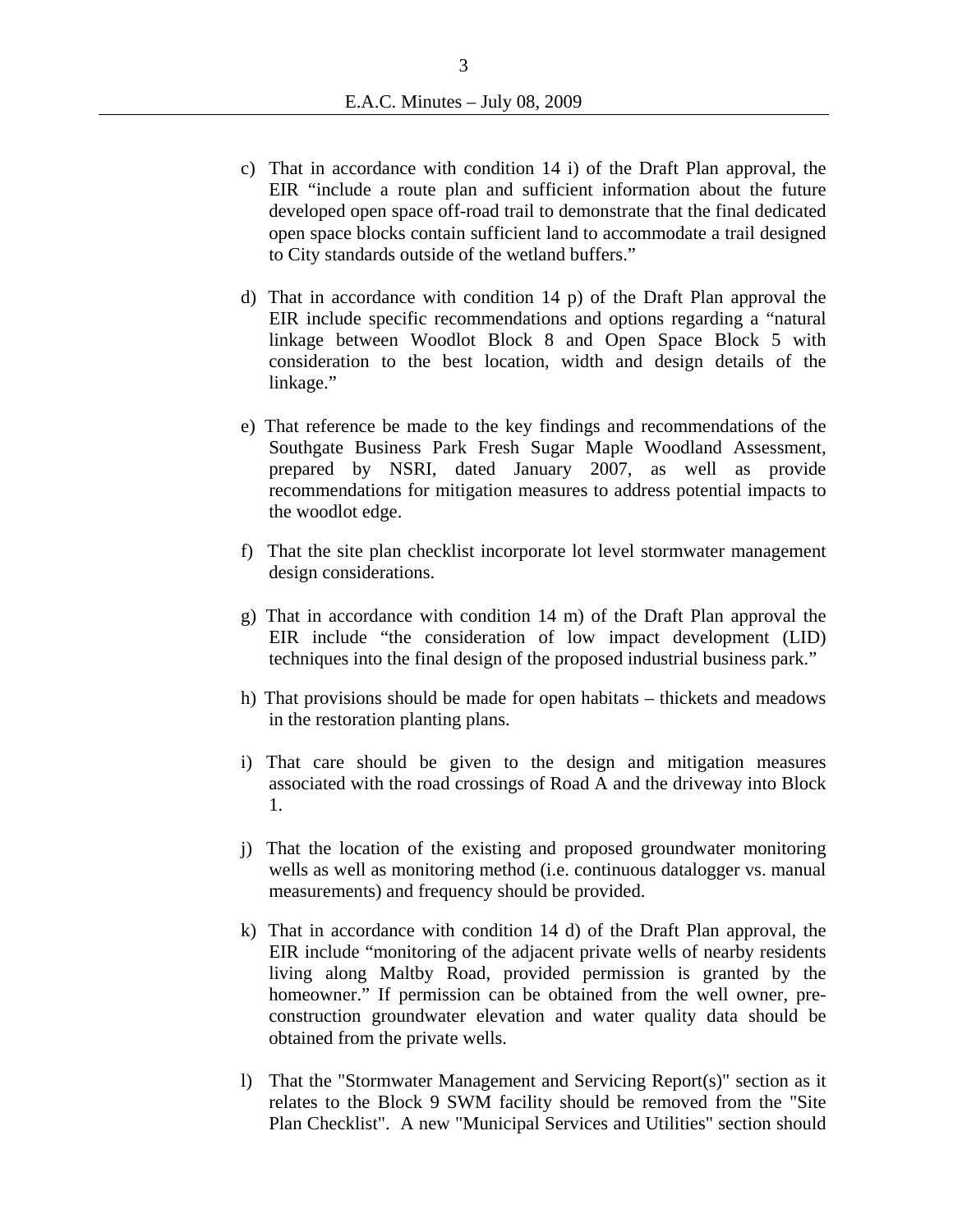c) That in accordance with condition 14 i) of the Draft Plan approval, the EIR "include a route plan and sufficient information about the future developed open space off-road trail to demonstrate that the final dedicated open space blocks contain sufficient land to accommodate a trail designed to City standards outside of the wetland buffers."

d) That in accordance with condition 14 p) of the Draft Plan approval the EIR include specific recommendations and options regarding a "natural linkage between Woodlot Block 8 and Open Space Block 5 with consideration to the best location, width and design details of the linkage."

e) That reference be made to the key findings and recommendations of the Southgate Business Park Fresh Sugar Maple Woodland Assessment, prepared by NSRI, dated January 2007, as well as provide recommendations for mitigation measures to address potential impacts to the woodlot edge.

f) That the site plan checklist incorporate lot level stormwater management design considerations.

g) That in accordance with condition 14 m) of the Draft Plan approval the EIR include "the consideration of low impact development (LID) techniques into the final design of the proposed industrial business park."

h) That provisions should be made for open habitats – thickets and meadows in the restoration planting plans.

i) That care should be given to the design and mitigation measures associated with the road crossings of Road A and the driveway into Block 1.

j) That the location of the existing and proposed groundwater monitoring wells as well as monitoring method (i.e. continuous datalogger vs. manual measurements) and frequency should be provided.

k) That in accordance with condition 14 d) of the Draft Plan approval, the EIR include "monitoring of the adjacent private wells of nearby residents living along Maltby Road, provided permission is granted by the homeowner." If permission can be obtained from the well owner, pre-construction groundwater elevation and water quality data should be obtained from the private wells.

l) That the "Stormwater Management and Servicing Report(s)" section as it relates to the Block 9 SWM facility should be removed from the "Site Plan Checklist". A new "Municipal Services and Utilities" section should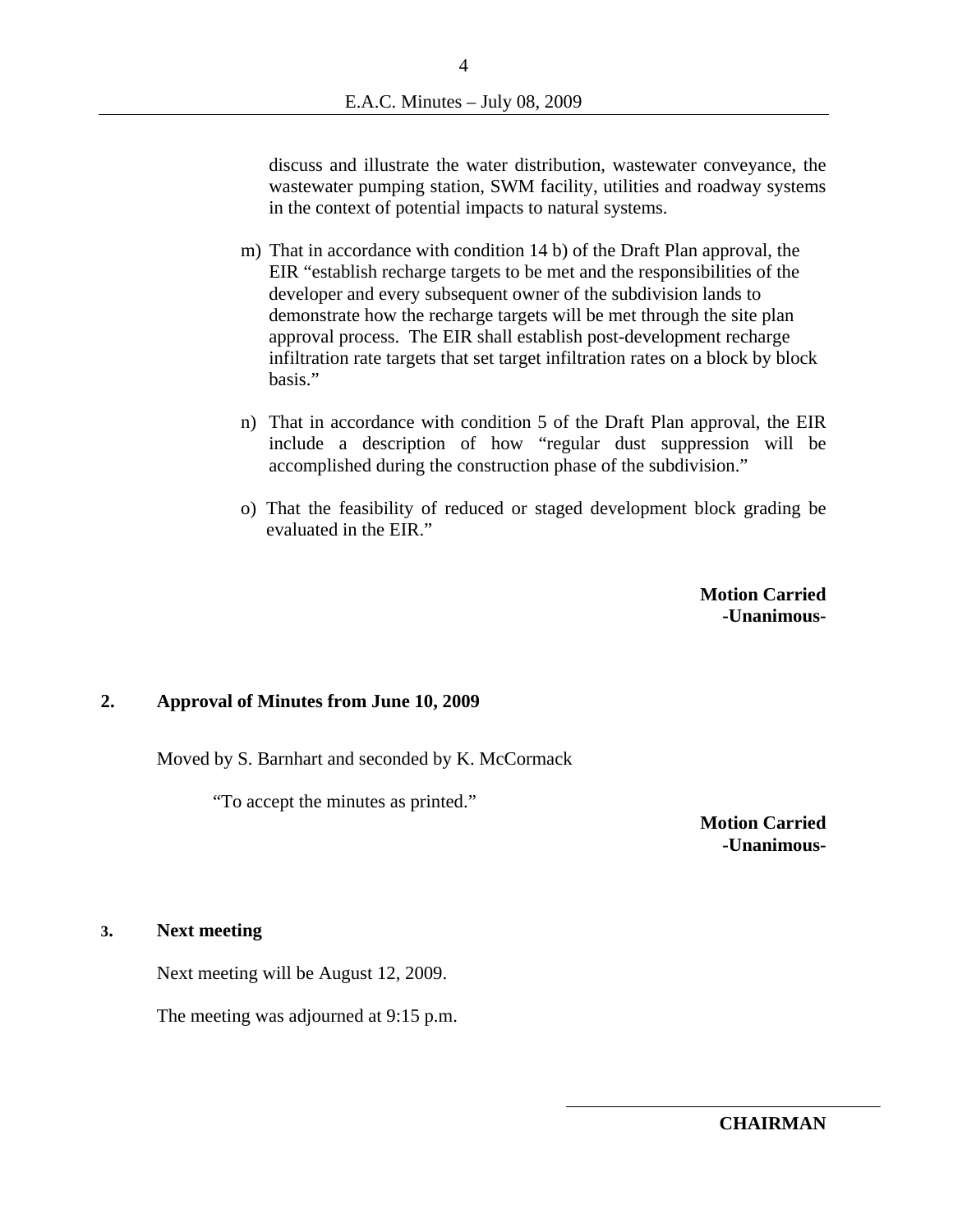discuss and illustrate the water distribution, wastewater conveyance, the wastewater pumping station, SWM facility, utilities and roadway systems in the context of potential impacts to natural systems.

m) That in accordance with condition 14 b) of the Draft Plan approval, the EIR "establish recharge targets to be met and the responsibilities of the developer and every subsequent owner of the subdivision lands to demonstrate how the recharge targets will be met through the site plan approval process. The EIR shall establish post-development recharge infiltration rate targets that set target infiltration rates on a block by block basis."

n) That in accordance with condition 5 of the Draft Plan approval, the EIR include a description of how "regular dust suppression will be accomplished during the construction phase of the subdivision."

o) That the feasibility of reduced or staged development block grading be evaluated in the EIR."

**Motion Carried**
**-Unanimous-**

## 2. Approval of Minutes from June 10, 2009

Moved by S. Barnhart and seconded by K. McCormack

"To accept the minutes as printed."

**Motion Carried**
**-Unanimous-**

## 3. Next meeting

Next meeting will be August 12, 2009.

The meeting was adjourned at 9:15 p.m.

**CHAIRMAN**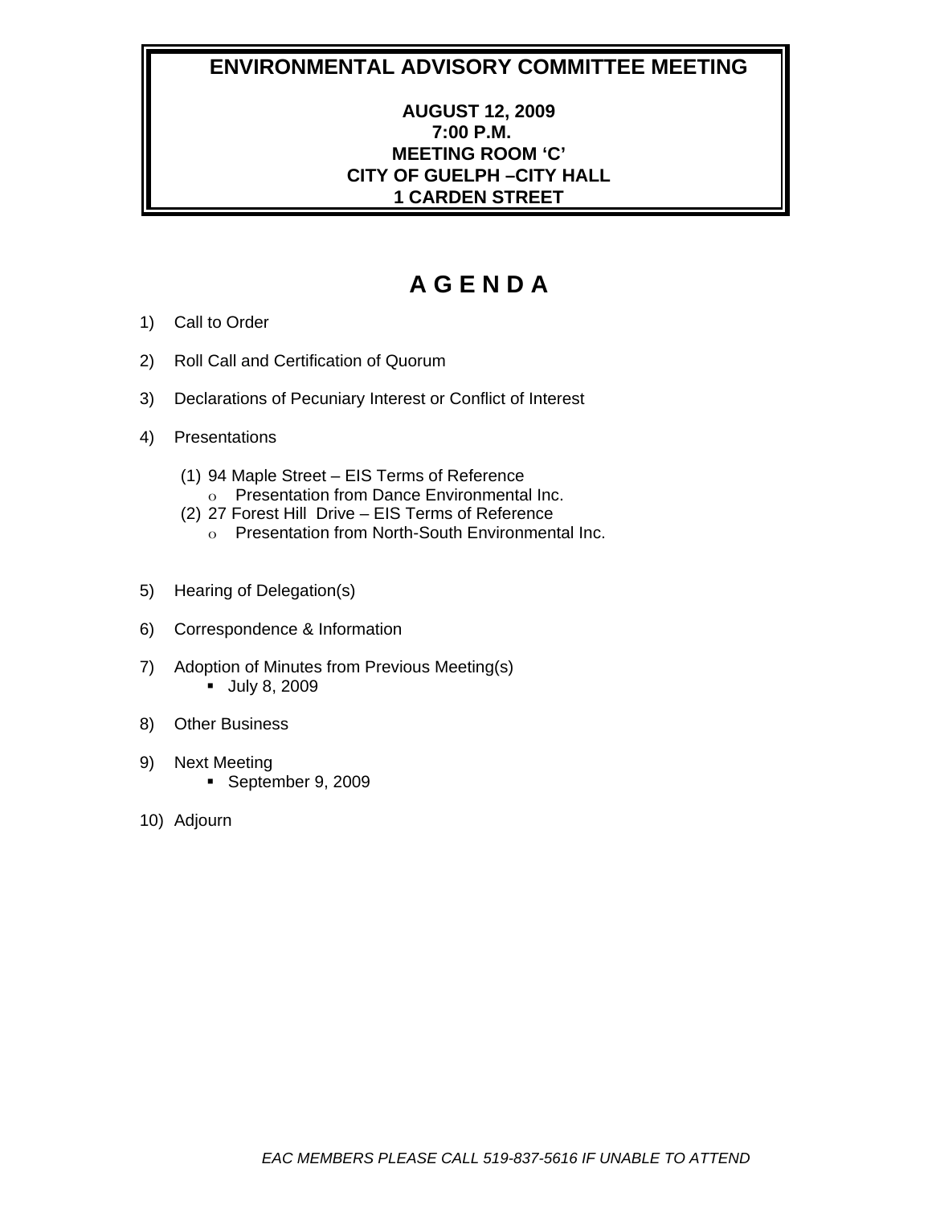# ENVIRONMENTAL ADVISORY COMMITTEE MEETING

**AUGUST 12, 2009**
**7:00 P.M.**
**MEETING ROOM 'C'**
**CITY OF GUELPH –CITY HALL**
**1 CARDEN STREET**

# A G E N D A

1) Call to Order

2) Roll Call and Certification of Quorum

3) Declarations of Pecuniary Interest or Conflict of Interest

4) Presentations

   (1) 94 Maple Street – EIS Terms of Reference
   - Presentation from Dance Environmental Inc.

   (2) 27 Forest Hill Drive – EIS Terms of Reference
   - Presentation from North-South Environmental Inc.

5) Hearing of Delegation(s)

6) Correspondence & Information

7) Adoption of Minutes from Previous Meeting(s)
   - July 8, 2009

8) Other Business

9) Next Meeting
   - September 9, 2009

10) Adjourn

*EAC MEMBERS PLEASE CALL 519-837-5616 IF UNABLE TO ATTEND*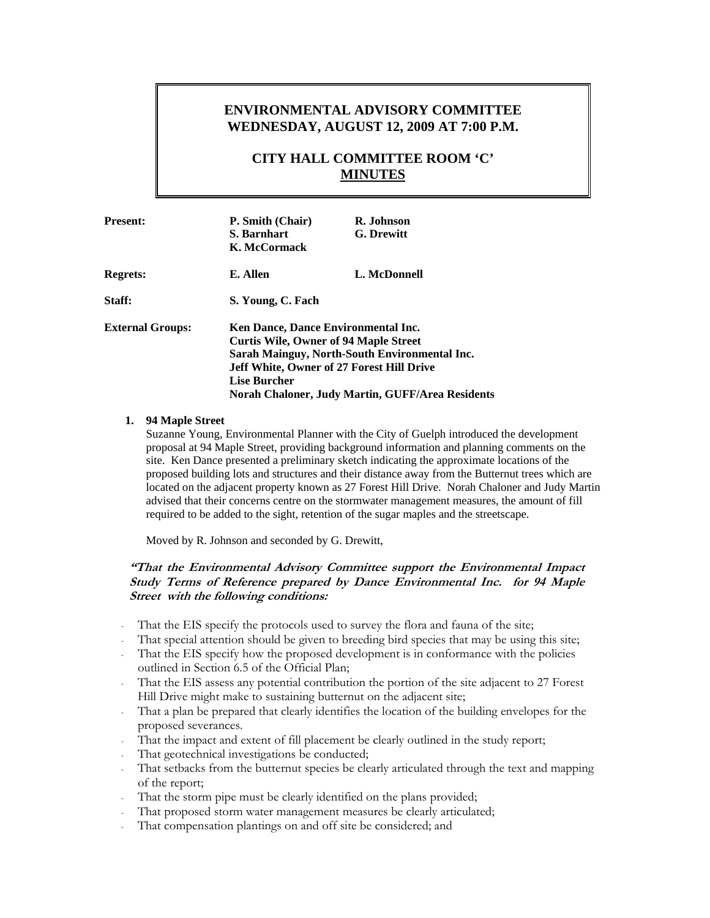# ENVIRONMENTAL ADVISORY COMMITTEE
# WEDNESDAY, AUGUST 12, 2009 AT 7:00 P.M.

## CITY HALL COMMITTEE ROOM 'C'
## MINUTES

| | | |
|---|---|---|
| **Present:** | **P. Smith (Chair)** | **R. Johnson** |
| | **S. Barnhart** | **G. Drewitt** |
| | **K. McCormack** | |
| **Regrets:** | **E. Allen** | **L. McDonnell** |
| **Staff:** | **S. Young, C. Fach** | |
| **External Groups:** | **Ken Dance, Dance Environmental Inc.** | |
| | **Curtis Wile, Owner of 94 Maple Street** | |
| | **Sarah Mainguy, North-South Environmental Inc.** | |
| | **Jeff White, Owner of 27 Forest Hill Drive** | |
| | **Lise Burcher** | |
| | **Norah Chaloner, Judy Martin, GUFF/Area Residents** | |

**1. 94 Maple Street**

Suzanne Young, Environmental Planner with the City of Guelph introduced the development proposal at 94 Maple Street, providing background information and planning comments on the site. Ken Dance presented a preliminary sketch indicating the approximate locations of the proposed building lots and structures and their distance away from the Butternut trees which are located on the adjacent property known as 27 Forest Hill Drive. Norah Chaloner and Judy Martin advised that their concerns centre on the stormwater management measures, the amount of fill required to be added to the sight, retention of the sugar maples and the streetscape.

Moved by R. Johnson and seconded by G. Drewitt,

***"That the Environmental Advisory Committee support the Environmental Impact Study Terms of Reference prepared by Dance Environmental Inc. for 94 Maple Street with the following conditions:***

- That the EIS specify the protocols used to survey the flora and fauna of the site;
- That special attention should be given to breeding bird species that may be using this site;
- That the EIS specify how the proposed development is in conformance with the policies outlined in Section 6.5 of the Official Plan;
- That the EIS assess any potential contribution the portion of the site adjacent to 27 Forest Hill Drive might make to sustaining butternut on the adjacent site;
- That a plan be prepared that clearly identifies the location of the building envelopes for the proposed severances.
- That the impact and extent of fill placement be clearly outlined in the study report;
- That geotechnical investigations be conducted;
- That setbacks from the butternut species be clearly articulated through the text and mapping of the report;
- That the storm pipe must be clearly identified on the plans provided;
- That proposed storm water management measures be clearly articulated;
- That compensation plantings on and off site be considered; and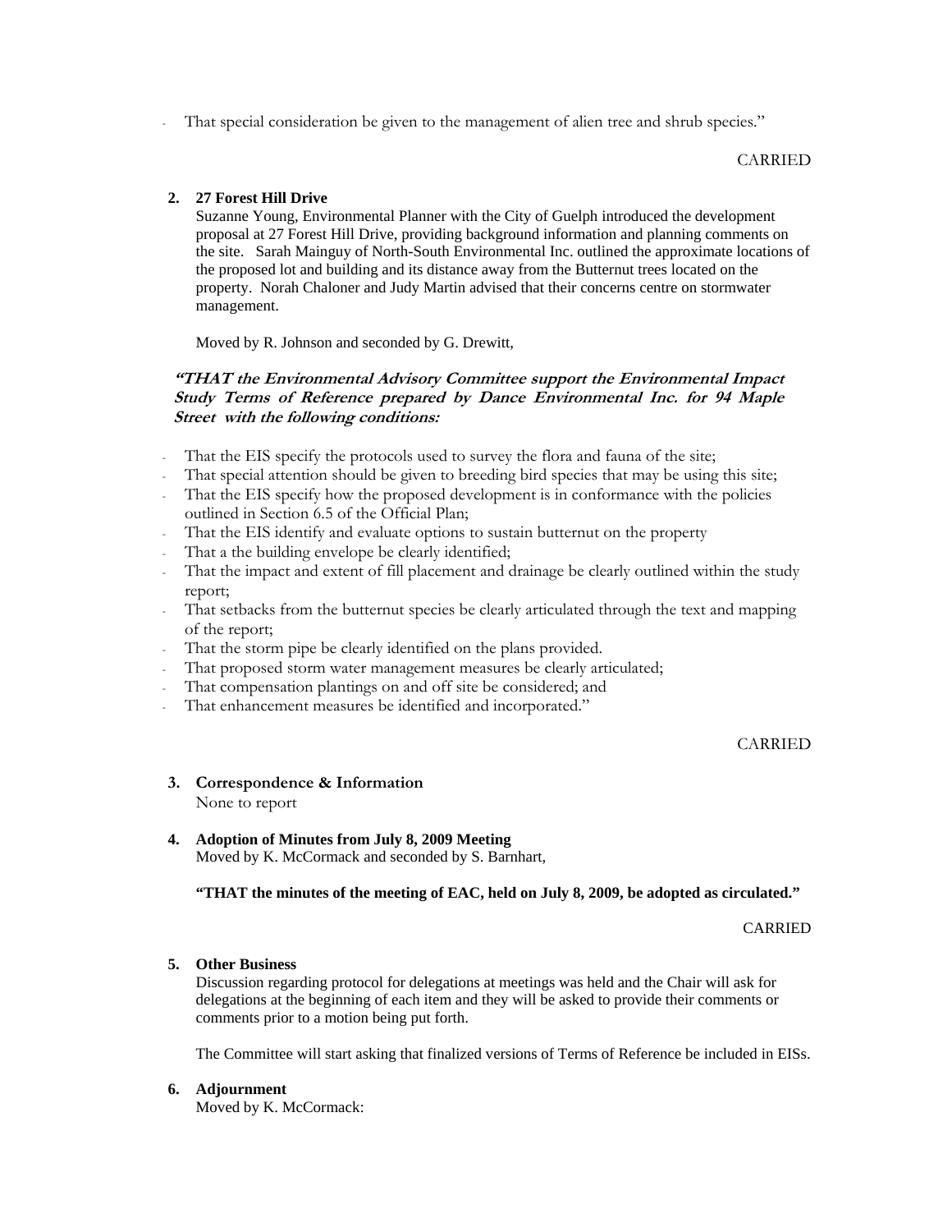- That special consideration be given to the management of alien tree and shrub species."

CARRIED

2. **27 Forest Hill Drive**
   Suzanne Young, Environmental Planner with the City of Guelph introduced the development proposal at 27 Forest Hill Drive, providing background information and planning comments on the site. Sarah Mainguy of North-South Environmental Inc. outlined the approximate locations of the proposed lot and building and its distance away from the Butternut trees located on the property. Norah Chaloner and Judy Martin advised that their concerns centre on stormwater management.

   Moved by R. Johnson and seconded by G. Drewitt,

   ***"THAT the Environmental Advisory Committee support the Environmental Impact Study Terms of Reference prepared by Dance Environmental Inc. for 94 Maple Street with the following conditions:***

- That the EIS specify the protocols used to survey the flora and fauna of the site;
- That special attention should be given to breeding bird species that may be using this site;
- That the EIS specify how the proposed development is in conformance with the policies outlined in Section 6.5 of the Official Plan;
- That the EIS identify and evaluate options to sustain butternut on the property
- That a the building envelope be clearly identified;
- That the impact and extent of fill placement and drainage be clearly outlined within the study report;
- That setbacks from the butternut species be clearly articulated through the text and mapping of the report;
- That the storm pipe be clearly identified on the plans provided.
- That proposed storm water management measures be clearly articulated;
- That compensation plantings on and off site be considered; and
- That enhancement measures be identified and incorporated."

CARRIED

3. **Correspondence & Information**
   None to report

4. **Adoption of Minutes from July 8, 2009 Meeting**
   Moved by K. McCormack and seconded by S. Barnhart,

   **"THAT the minutes of the meeting of EAC, held on July 8, 2009, be adopted as circulated."**

CARRIED

5. **Other Business**
   Discussion regarding protocol for delegations at meetings was held and the Chair will ask for delegations at the beginning of each item and they will be asked to provide their comments or comments prior to a motion being put forth.

   The Committee will start asking that finalized versions of Terms of Reference be included in EISs.

6. **Adjournment**
   Moved by K. McCormack: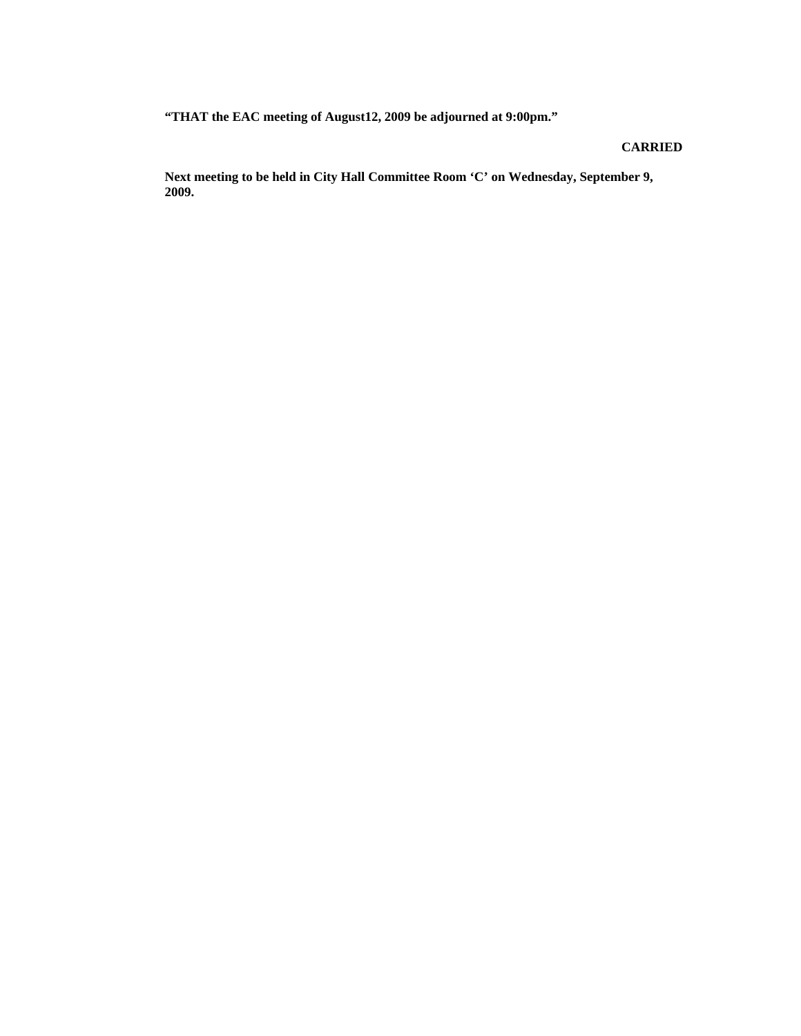**“THAT the EAC meeting of August12, 2009 be adjourned at 9:00pm.”**

**CARRIED**

**Next meeting to be held in City Hall Committee Room ‘C’ on Wednesday, September 9, 2009.**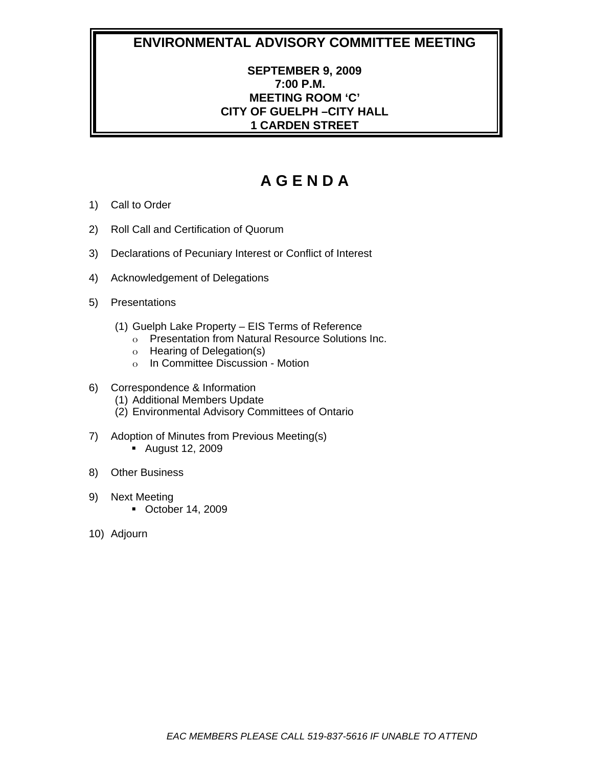# ENVIRONMENTAL ADVISORY COMMITTEE MEETING

**SEPTEMBER 9, 2009**
**7:00 P.M.**
**MEETING ROOM 'C'**
**CITY OF GUELPH –CITY HALL**
**1 CARDEN STREET**

## A G E N D A

1) Call to Order

2) Roll Call and Certification of Quorum

3) Declarations of Pecuniary Interest or Conflict of Interest

4) Acknowledgement of Delegations

5) Presentations

   (1) Guelph Lake Property – EIS Terms of Reference
   - Presentation from Natural Resource Solutions Inc.
   - Hearing of Delegation(s)
   - In Committee Discussion - Motion

6) Correspondence & Information
   (1) Additional Members Update
   (2) Environmental Advisory Committees of Ontario

7) Adoption of Minutes from Previous Meeting(s)
   - August 12, 2009

8) Other Business

9) Next Meeting
   - October 14, 2009

10) Adjourn

*EAC MEMBERS PLEASE CALL 519-837-5616 IF UNABLE TO ATTEND*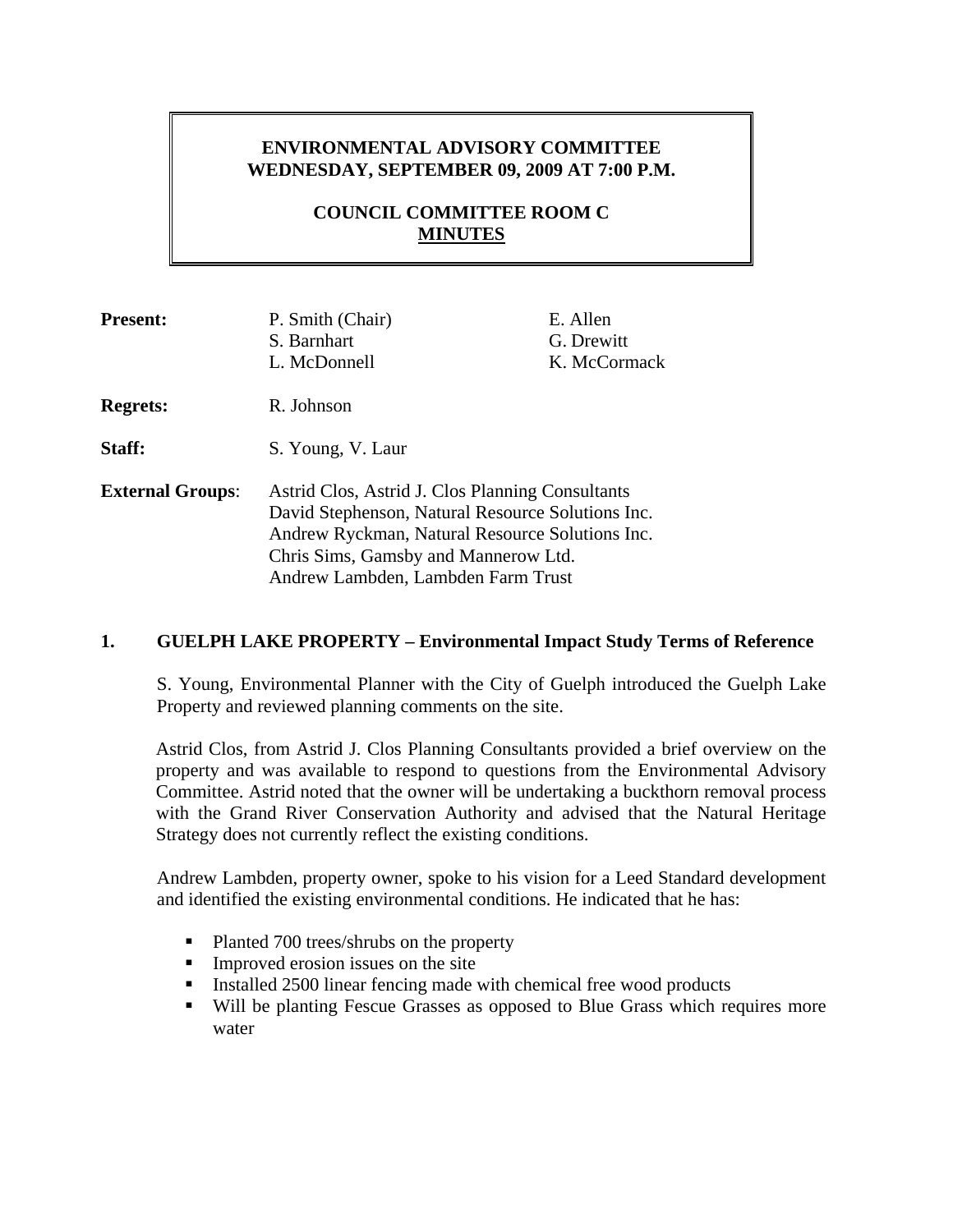**ENVIRONMENTAL ADVISORY COMMITTEE**
**WEDNESDAY, SEPTEMBER 09, 2009 AT 7:00 P.M.**

**COUNCIL COMMITTEE ROOM C**
**MINUTES**

| | | |
|---|---|---|
| **Present:** | P. Smith (Chair) | E. Allen |
| | S. Barnhart | G. Drewitt |
| | L. McDonnell | K. McCormack |
| **Regrets:** | R. Johnson | |
| **Staff:** | S. Young, V. Laur | |
| **External Groups**: | Astrid Clos, Astrid J. Clos Planning Consultants | |
| | David Stephenson, Natural Resource Solutions Inc. | |
| | Andrew Ryckman, Natural Resource Solutions Inc. | |
| | Chris Sims, Gamsby and Mannerow Ltd. | |
| | Andrew Lambden, Lambden Farm Trust | |

## 1. GUELPH LAKE PROPERTY – Environmental Impact Study Terms of Reference

S. Young, Environmental Planner with the City of Guelph introduced the Guelph Lake Property and reviewed planning comments on the site.

Astrid Clos, from Astrid J. Clos Planning Consultants provided a brief overview on the property and was available to respond to questions from the Environmental Advisory Committee. Astrid noted that the owner will be undertaking a buckthorn removal process with the Grand River Conservation Authority and advised that the Natural Heritage Strategy does not currently reflect the existing conditions.

Andrew Lambden, property owner, spoke to his vision for a Leed Standard development and identified the existing environmental conditions. He indicated that he has:

- Planted 700 trees/shrubs on the property
- Improved erosion issues on the site
- Installed 2500 linear fencing made with chemical free wood products
- Will be planting Fescue Grasses as opposed to Blue Grass which requires more water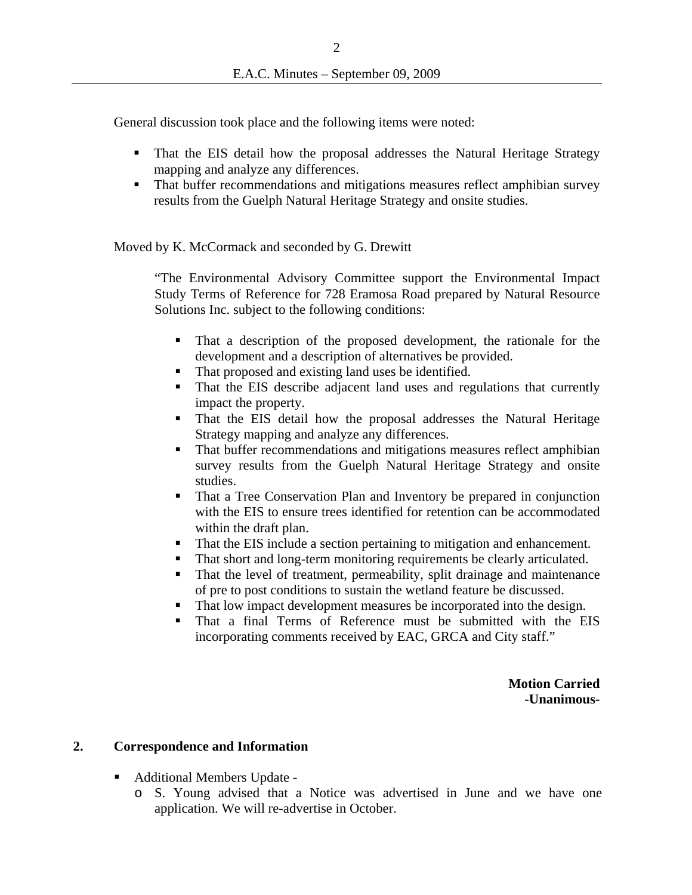General discussion took place and the following items were noted:

- That the EIS detail how the proposal addresses the Natural Heritage Strategy mapping and analyze any differences.
- That buffer recommendations and mitigations measures reflect amphibian survey results from the Guelph Natural Heritage Strategy and onsite studies.

Moved by K. McCormack and seconded by G. Drewitt

> "The Environmental Advisory Committee support the Environmental Impact Study Terms of Reference for 728 Eramosa Road prepared by Natural Resource Solutions Inc. subject to the following conditions:
>
> - That a description of the proposed development, the rationale for the development and a description of alternatives be provided.
> - That proposed and existing land uses be identified.
> - That the EIS describe adjacent land uses and regulations that currently impact the property.
> - That the EIS detail how the proposal addresses the Natural Heritage Strategy mapping and analyze any differences.
> - That buffer recommendations and mitigations measures reflect amphibian survey results from the Guelph Natural Heritage Strategy and onsite studies.
> - That a Tree Conservation Plan and Inventory be prepared in conjunction with the EIS to ensure trees identified for retention can be accommodated within the draft plan.
> - That the EIS include a section pertaining to mitigation and enhancement.
> - That short and long-term monitoring requirements be clearly articulated.
> - That the level of treatment, permeability, split drainage and maintenance of pre to post conditions to sustain the wetland feature be discussed.
> - That low impact development measures be incorporated into the design.
> - That a final Terms of Reference must be submitted with the EIS incorporating comments received by EAC, GRCA and City staff."

**Motion Carried**
**-Unanimous-**

## 2. Correspondence and Information

- Additional Members Update -
  - S. Young advised that a Notice was advertised in June and we have one application. We will re-advertise in October.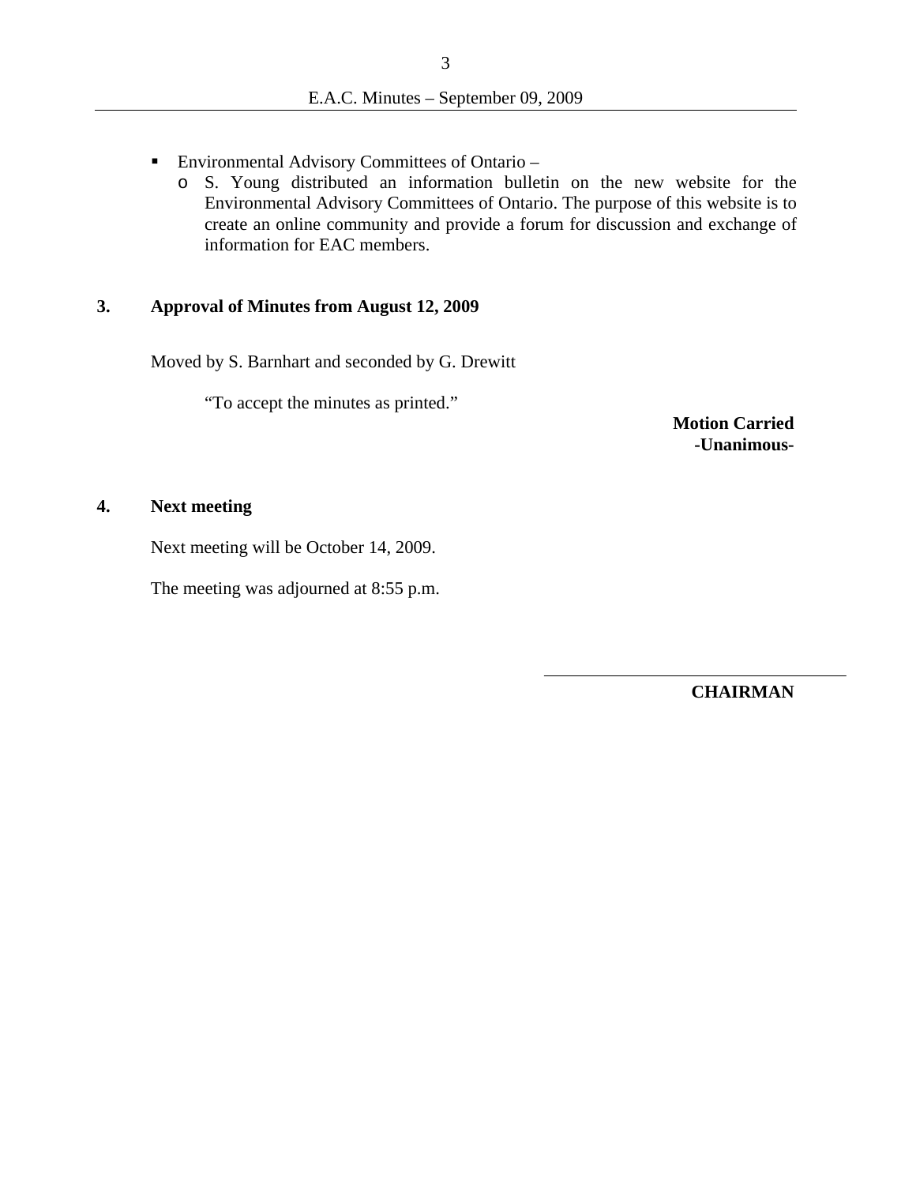- Environmental Advisory Committees of Ontario –
  - S. Young distributed an information bulletin on the new website for the Environmental Advisory Committees of Ontario. The purpose of this website is to create an online community and provide a forum for discussion and exchange of information for EAC members.

## 3. Approval of Minutes from August 12, 2009

Moved by S. Barnhart and seconded by G. Drewitt

"To accept the minutes as printed."

**Motion Carried**
**-Unanimous-**

## 4. Next meeting

Next meeting will be October 14, 2009.

The meeting was adjourned at 8:55 p.m.

\_\_\_\_\_\_\_\_\_\_\_\_\_\_\_\_\_\_\_\_\_\_\_\_\_\_\_\_\_\_

**CHAIRMAN**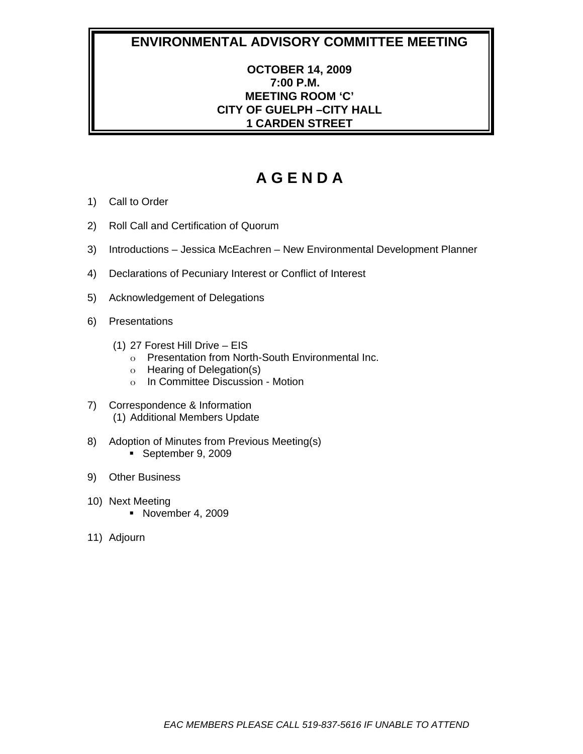# ENVIRONMENTAL ADVISORY COMMITTEE MEETING

**OCTOBER 14, 2009**
**7:00 P.M.**
**MEETING ROOM 'C'**
**CITY OF GUELPH –CITY HALL**
**1 CARDEN STREET**

# A G E N D A

1) Call to Order

2) Roll Call and Certification of Quorum

3) Introductions – Jessica McEachren – New Environmental Development Planner

4) Declarations of Pecuniary Interest or Conflict of Interest

5) Acknowledgement of Delegations

6) Presentations

   (1) 27 Forest Hill Drive – EIS
   - Presentation from North-South Environmental Inc.
   - Hearing of Delegation(s)
   - In Committee Discussion - Motion

7) Correspondence & Information
   (1) Additional Members Update

8) Adoption of Minutes from Previous Meeting(s)
   - September 9, 2009

9) Other Business

10) Next Meeting
    - November 4, 2009

11) Adjourn

*EAC MEMBERS PLEASE CALL 519-837-5616 IF UNABLE TO ATTEND*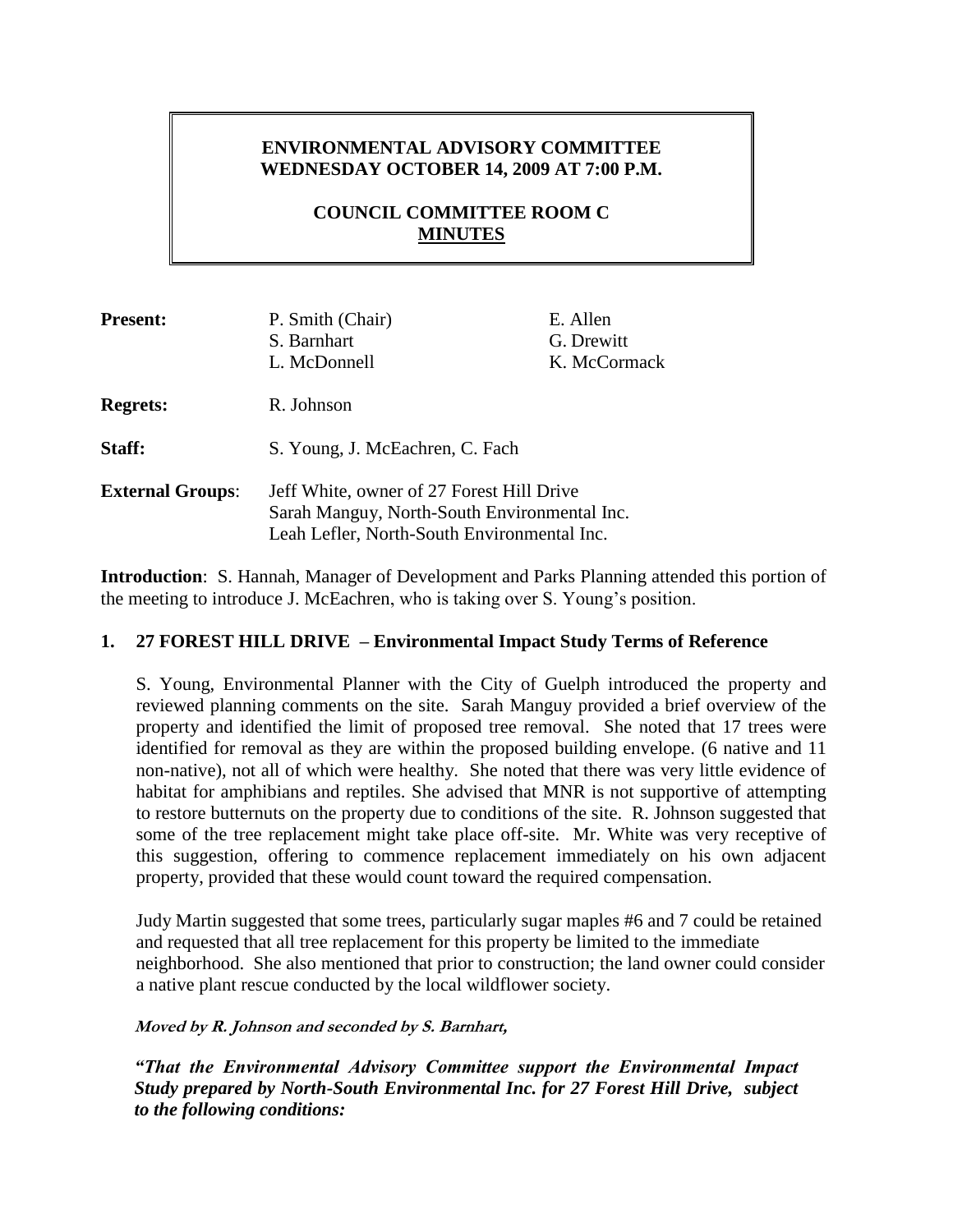**ENVIRONMENTAL ADVISORY COMMITTEE**
**WEDNESDAY OCTOBER 14, 2009 AT 7:00 P.M.**

**COUNCIL COMMITTEE ROOM C**
**MINUTES**

| | | |
|---|---|---|
| **Present:** | P. Smith (Chair) | E. Allen |
| | S. Barnhart | G. Drewitt |
| | L. McDonnell | K. McCormack |
| **Regrets:** | R. Johnson | |
| **Staff:** | S. Young, J. McEachren, C. Fach | |
| **External Groups**: | Jeff White, owner of 27 Forest Hill Drive<br>Sarah Manguy, North-South Environmental Inc.<br>Leah Lefler, North-South Environmental Inc. | |

**Introduction**: S. Hannah, Manager of Development and Parks Planning attended this portion of the meeting to introduce J. McEachren, who is taking over S. Young's position.

## 1. 27 FOREST HILL DRIVE – Environmental Impact Study Terms of Reference

S. Young, Environmental Planner with the City of Guelph introduced the property and reviewed planning comments on the site. Sarah Manguy provided a brief overview of the property and identified the limit of proposed tree removal. She noted that 17 trees were identified for removal as they are within the proposed building envelope. (6 native and 11 non-native), not all of which were healthy. She noted that there was very little evidence of habitat for amphibians and reptiles. She advised that MNR is not supportive of attempting to restore butternuts on the property due to conditions of the site. R. Johnson suggested that some of the tree replacement might take place off-site. Mr. White was very receptive of this suggestion, offering to commence replacement immediately on his own adjacent property, provided that these would count toward the required compensation.

Judy Martin suggested that some trees, particularly sugar maples #6 and 7 could be retained and requested that all tree replacement for this property be limited to the immediate neighborhood. She also mentioned that prior to construction; the land owner could consider a native plant rescue conducted by the local wildflower society.

***Moved by R. Johnson and seconded by S. Barnhart,***

***"That the Environmental Advisory Committee support the Environmental Impact Study prepared by North-South Environmental Inc. for 27 Forest Hill Drive, subject to the following conditions:***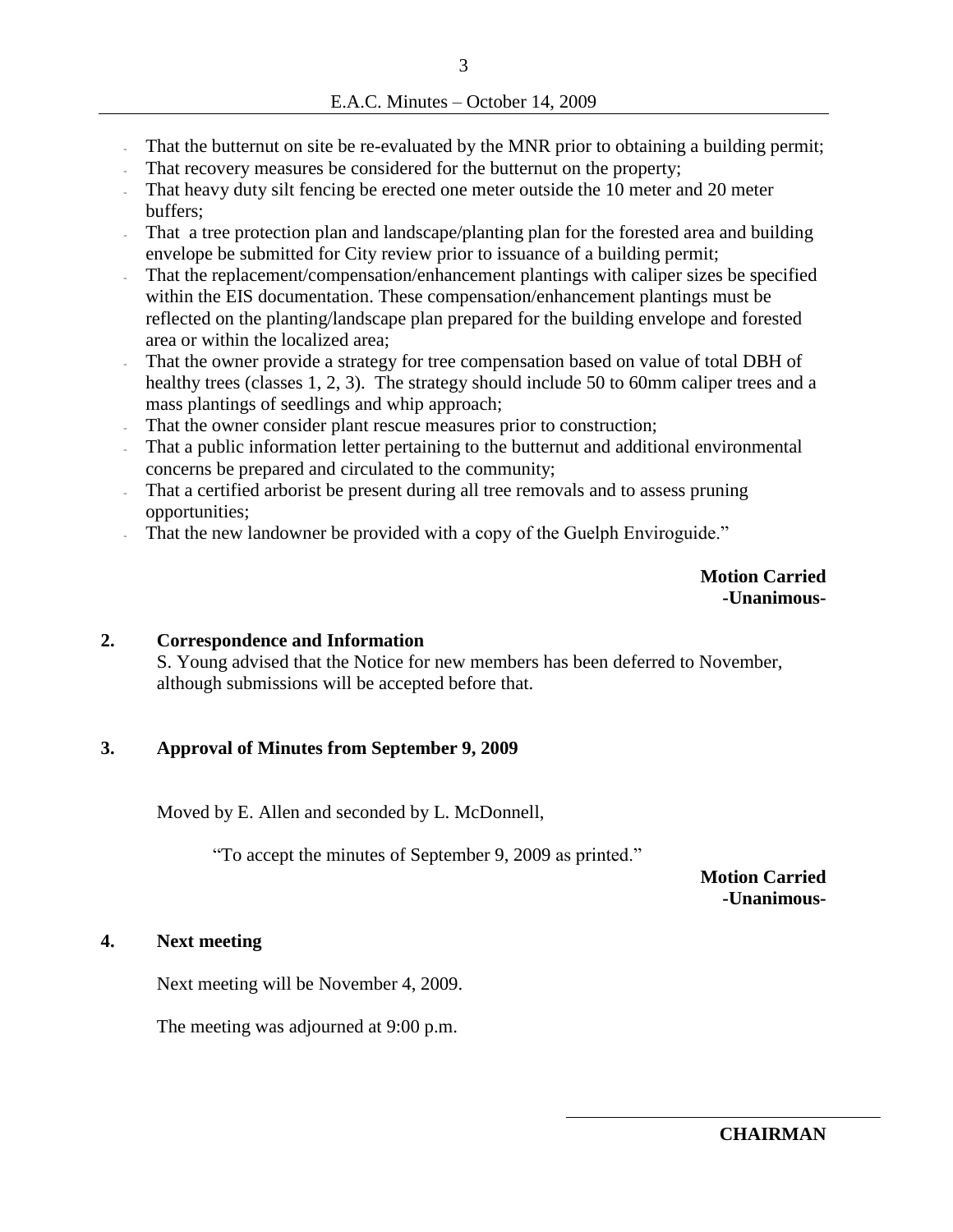- That the butternut on site be re-evaluated by the MNR prior to obtaining a building permit;
- That recovery measures be considered for the butternut on the property;
- That heavy duty silt fencing be erected one meter outside the 10 meter and 20 meter buffers;
- That a tree protection plan and landscape/planting plan for the forested area and building envelope be submitted for City review prior to issuance of a building permit;
- That the replacement/compensation/enhancement plantings with caliper sizes be specified within the EIS documentation. These compensation/enhancement plantings must be reflected on the planting/landscape plan prepared for the building envelope and forested area or within the localized area;
- That the owner provide a strategy for tree compensation based on value of total DBH of healthy trees (classes 1, 2, 3). The strategy should include 50 to 60mm caliper trees and a mass plantings of seedlings and whip approach;
- That the owner consider plant rescue measures prior to construction;
- That a public information letter pertaining to the butternut and additional environmental concerns be prepared and circulated to the community;
- That a certified arborist be present during all tree removals and to assess pruning opportunities;
- That the new landowner be provided with a copy of the Guelph Enviroguide."

**Motion Carried**
**-Unanimous-**

**2. Correspondence and Information**

S. Young advised that the Notice for new members has been deferred to November, although submissions will be accepted before that.

**3. Approval of Minutes from September 9, 2009**

Moved by E. Allen and seconded by L. McDonnell,

"To accept the minutes of September 9, 2009 as printed."

**Motion Carried**
**-Unanimous-**

**4. Next meeting**

Next meeting will be November 4, 2009.

The meeting was adjourned at 9:00 p.m.

**CHAIRMAN**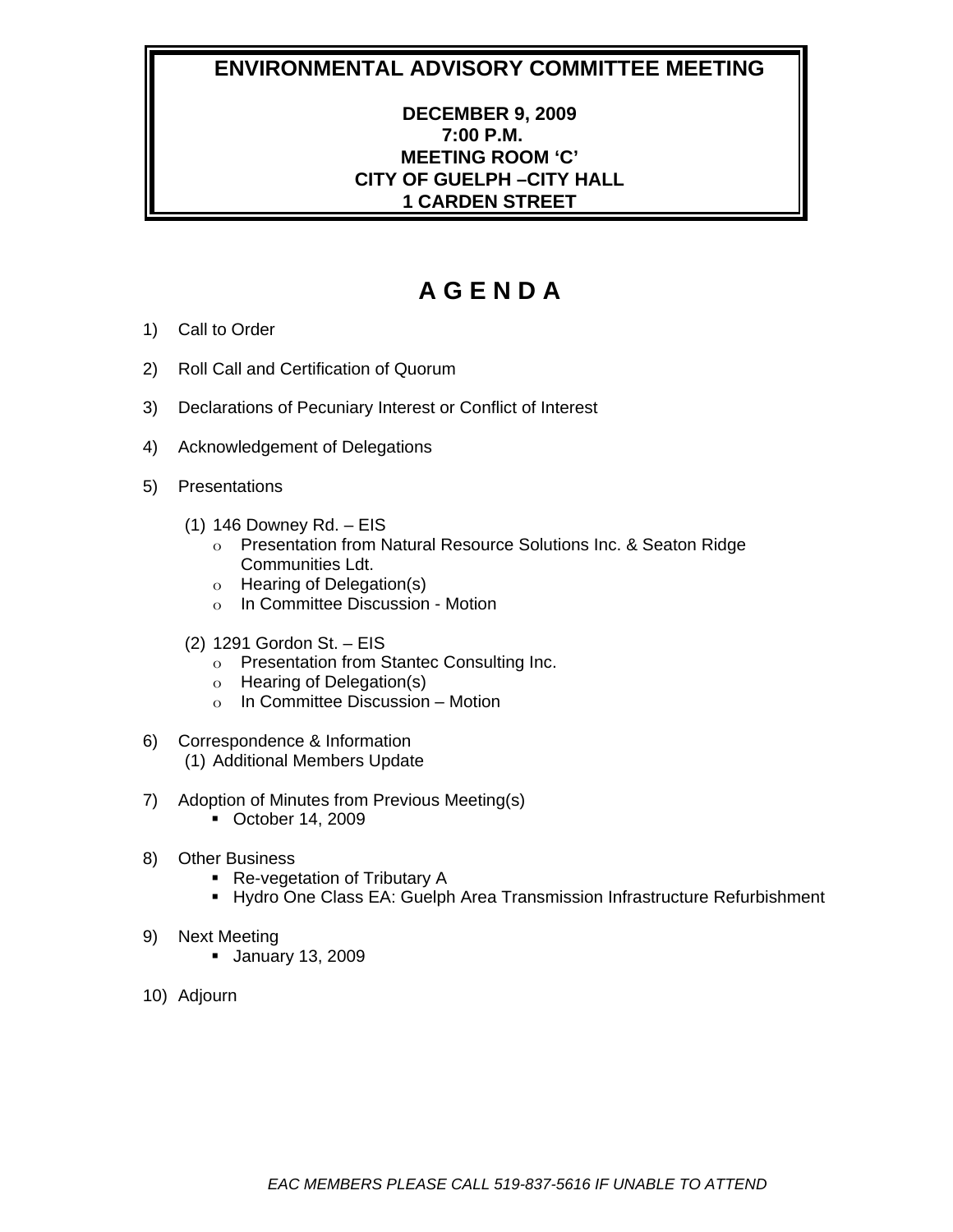# ENVIRONMENTAL ADVISORY COMMITTEE MEETING

**DECEMBER 9, 2009**
**7:00 P.M.**
**MEETING ROOM 'C'**
**CITY OF GUELPH –CITY HALL**
**1 CARDEN STREET**

# A G E N D A

1) Call to Order

2) Roll Call and Certification of Quorum

3) Declarations of Pecuniary Interest or Conflict of Interest

4) Acknowledgement of Delegations

5) Presentations

   (1) 146 Downey Rd. – EIS
   - Presentation from Natural Resource Solutions Inc. & Seaton Ridge Communities Ldt.
   - Hearing of Delegation(s)
   - In Committee Discussion - Motion

   (2) 1291 Gordon St. – EIS
   - Presentation from Stantec Consulting Inc.
   - Hearing of Delegation(s)
   - In Committee Discussion – Motion

6) Correspondence & Information
   (1) Additional Members Update

7) Adoption of Minutes from Previous Meeting(s)
   - October 14, 2009

8) Other Business
   - Re-vegetation of Tributary A
   - Hydro One Class EA: Guelph Area Transmission Infrastructure Refurbishment

9) Next Meeting
   - January 13, 2009

10) Adjourn

*EAC MEMBERS PLEASE CALL 519-837-5616 IF UNABLE TO ATTEND*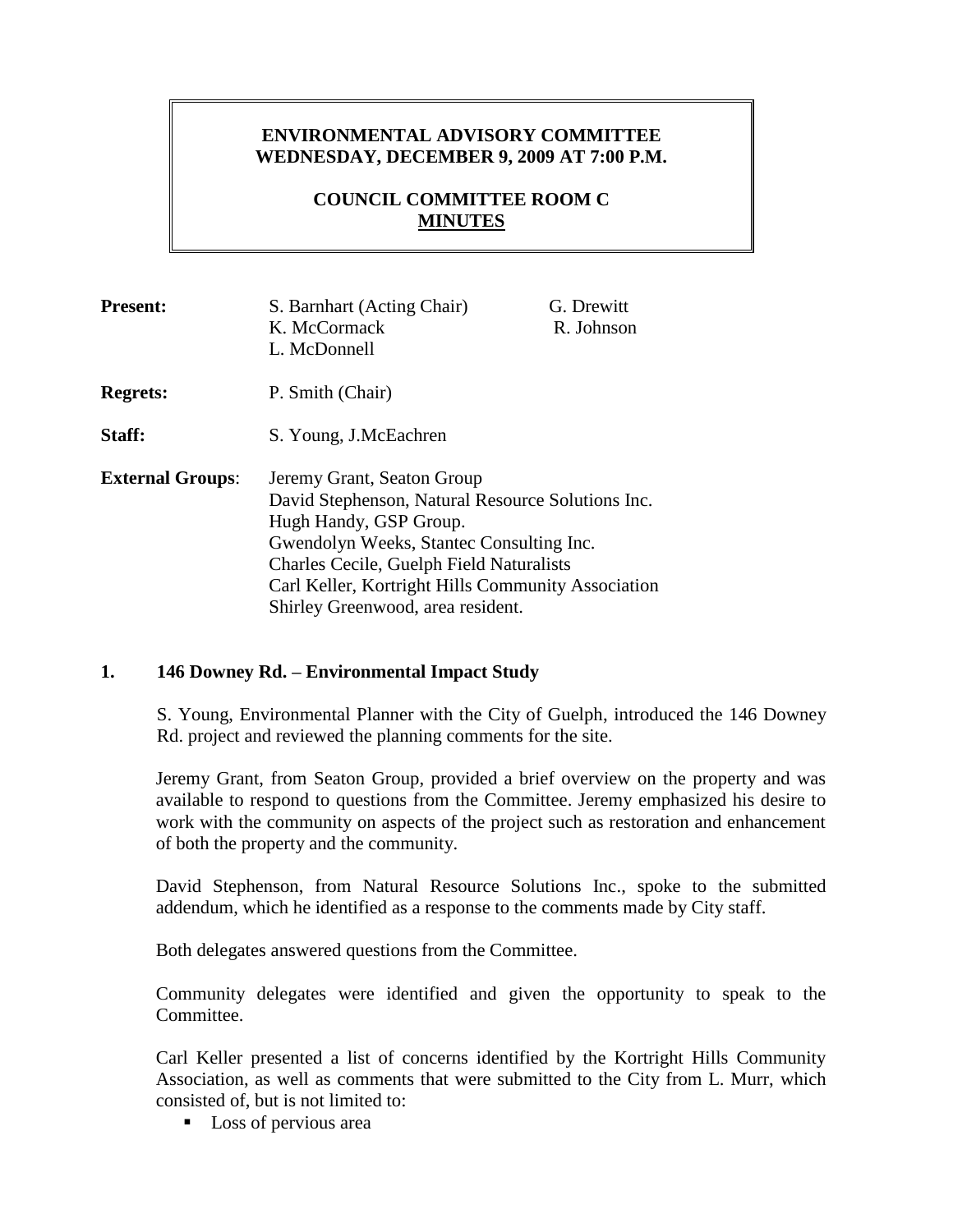**ENVIRONMENTAL ADVISORY COMMITTEE**
**WEDNESDAY, DECEMBER 9, 2009 AT 7:00 P.M.**

**COUNCIL COMMITTEE ROOM C**
**MINUTES**

| | | |
|---|---|---|
| **Present:** | S. Barnhart (Acting Chair)<br>K. McCormack<br>L. McDonnell | G. Drewitt<br>R. Johnson |
| **Regrets:** | P. Smith (Chair) | |
| **Staff:** | S. Young, J.McEachren | |
| **External Groups**: | Jeremy Grant, Seaton Group<br>David Stephenson, Natural Resource Solutions Inc.<br>Hugh Handy, GSP Group.<br>Gwendolyn Weeks, Stantec Consulting Inc.<br>Charles Cecile, Guelph Field Naturalists<br>Carl Keller, Kortright Hills Community Association<br>Shirley Greenwood, area resident. | |

## 1. 146 Downey Rd. – Environmental Impact Study

S. Young, Environmental Planner with the City of Guelph, introduced the 146 Downey Rd. project and reviewed the planning comments for the site.

Jeremy Grant, from Seaton Group, provided a brief overview on the property and was available to respond to questions from the Committee. Jeremy emphasized his desire to work with the community on aspects of the project such as restoration and enhancement of both the property and the community.

David Stephenson, from Natural Resource Solutions Inc., spoke to the submitted addendum, which he identified as a response to the comments made by City staff.

Both delegates answered questions from the Committee.

Community delegates were identified and given the opportunity to speak to the Committee.

Carl Keller presented a list of concerns identified by the Kortright Hills Community Association, as well as comments that were submitted to the City from L. Murr, which consisted of, but is not limited to:

- Loss of pervious area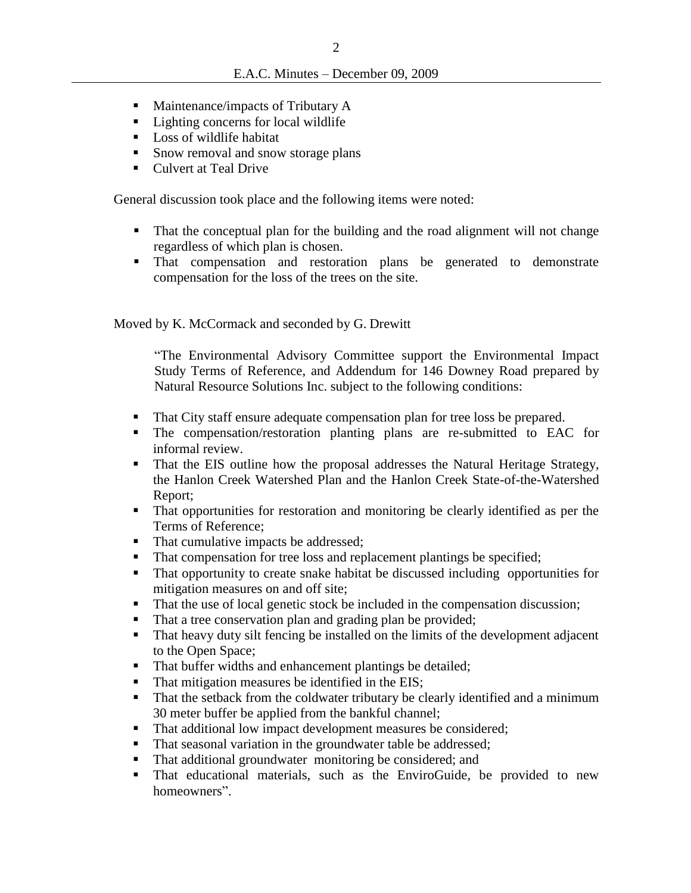- Maintenance/impacts of Tributary A
- Lighting concerns for local wildlife
- Loss of wildlife habitat
- Snow removal and snow storage plans
- Culvert at Teal Drive

General discussion took place and the following items were noted:

- That the conceptual plan for the building and the road alignment will not change regardless of which plan is chosen.
- That compensation and restoration plans be generated to demonstrate compensation for the loss of the trees on the site.

Moved by K. McCormack and seconded by G. Drewitt

> "The Environmental Advisory Committee support the Environmental Impact Study Terms of Reference, and Addendum for 146 Downey Road prepared by Natural Resource Solutions Inc. subject to the following conditions:

- That City staff ensure adequate compensation plan for tree loss be prepared.
- The compensation/restoration planting plans are re-submitted to EAC for informal review.
- That the EIS outline how the proposal addresses the Natural Heritage Strategy, the Hanlon Creek Watershed Plan and the Hanlon Creek State-of-the-Watershed Report;
- That opportunities for restoration and monitoring be clearly identified as per the Terms of Reference;
- That cumulative impacts be addressed;
- That compensation for tree loss and replacement plantings be specified;
- That opportunity to create snake habitat be discussed including opportunities for mitigation measures on and off site;
- That the use of local genetic stock be included in the compensation discussion;
- That a tree conservation plan and grading plan be provided;
- That heavy duty silt fencing be installed on the limits of the development adjacent to the Open Space;
- That buffer widths and enhancement plantings be detailed;
- That mitigation measures be identified in the EIS;
- That the setback from the coldwater tributary be clearly identified and a minimum 30 meter buffer be applied from the bankful channel;
- That additional low impact development measures be considered;
- That seasonal variation in the groundwater table be addressed;
- That additional groundwater monitoring be considered; and
- That educational materials, such as the EnviroGuide, be provided to new homeowners".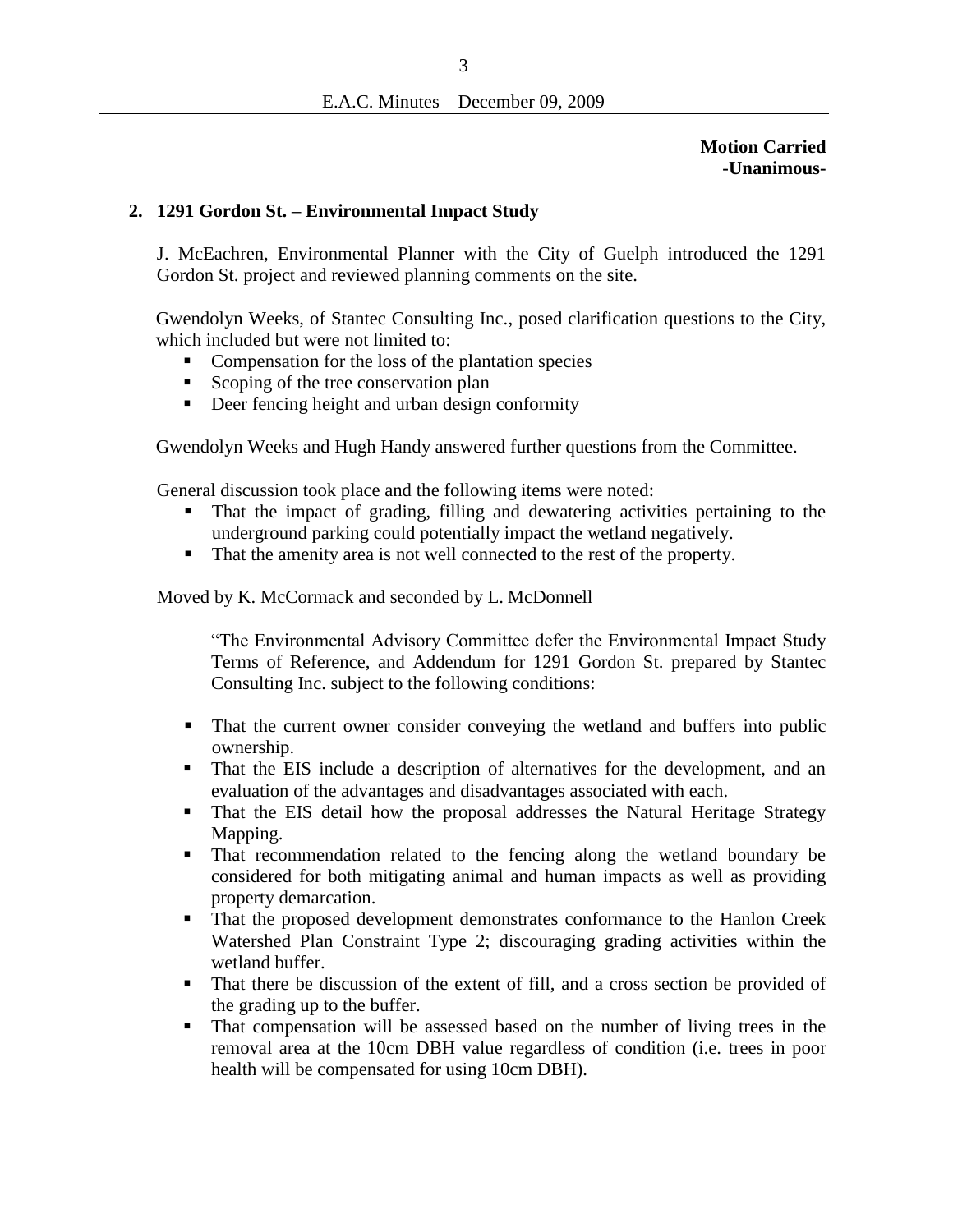**Motion Carried**
**-Unanimous-**

**2. 1291 Gordon St. – Environmental Impact Study**

J. McEachren, Environmental Planner with the City of Guelph introduced the 1291 Gordon St. project and reviewed planning comments on the site.

Gwendolyn Weeks, of Stantec Consulting Inc., posed clarification questions to the City, which included but were not limited to:

- Compensation for the loss of the plantation species
- Scoping of the tree conservation plan
- Deer fencing height and urban design conformity

Gwendolyn Weeks and Hugh Handy answered further questions from the Committee.

General discussion took place and the following items were noted:

- That the impact of grading, filling and dewatering activities pertaining to the underground parking could potentially impact the wetland negatively.
- That the amenity area is not well connected to the rest of the property.

Moved by K. McCormack and seconded by L. McDonnell

"The Environmental Advisory Committee defer the Environmental Impact Study Terms of Reference, and Addendum for 1291 Gordon St. prepared by Stantec Consulting Inc. subject to the following conditions:

- That the current owner consider conveying the wetland and buffers into public ownership.
- That the EIS include a description of alternatives for the development, and an evaluation of the advantages and disadvantages associated with each.
- That the EIS detail how the proposal addresses the Natural Heritage Strategy Mapping.
- That recommendation related to the fencing along the wetland boundary be considered for both mitigating animal and human impacts as well as providing property demarcation.
- That the proposed development demonstrates conformance to the Hanlon Creek Watershed Plan Constraint Type 2; discouraging grading activities within the wetland buffer.
- That there be discussion of the extent of fill, and a cross section be provided of the grading up to the buffer.
- That compensation will be assessed based on the number of living trees in the removal area at the 10cm DBH value regardless of condition (i.e. trees in poor health will be compensated for using 10cm DBH).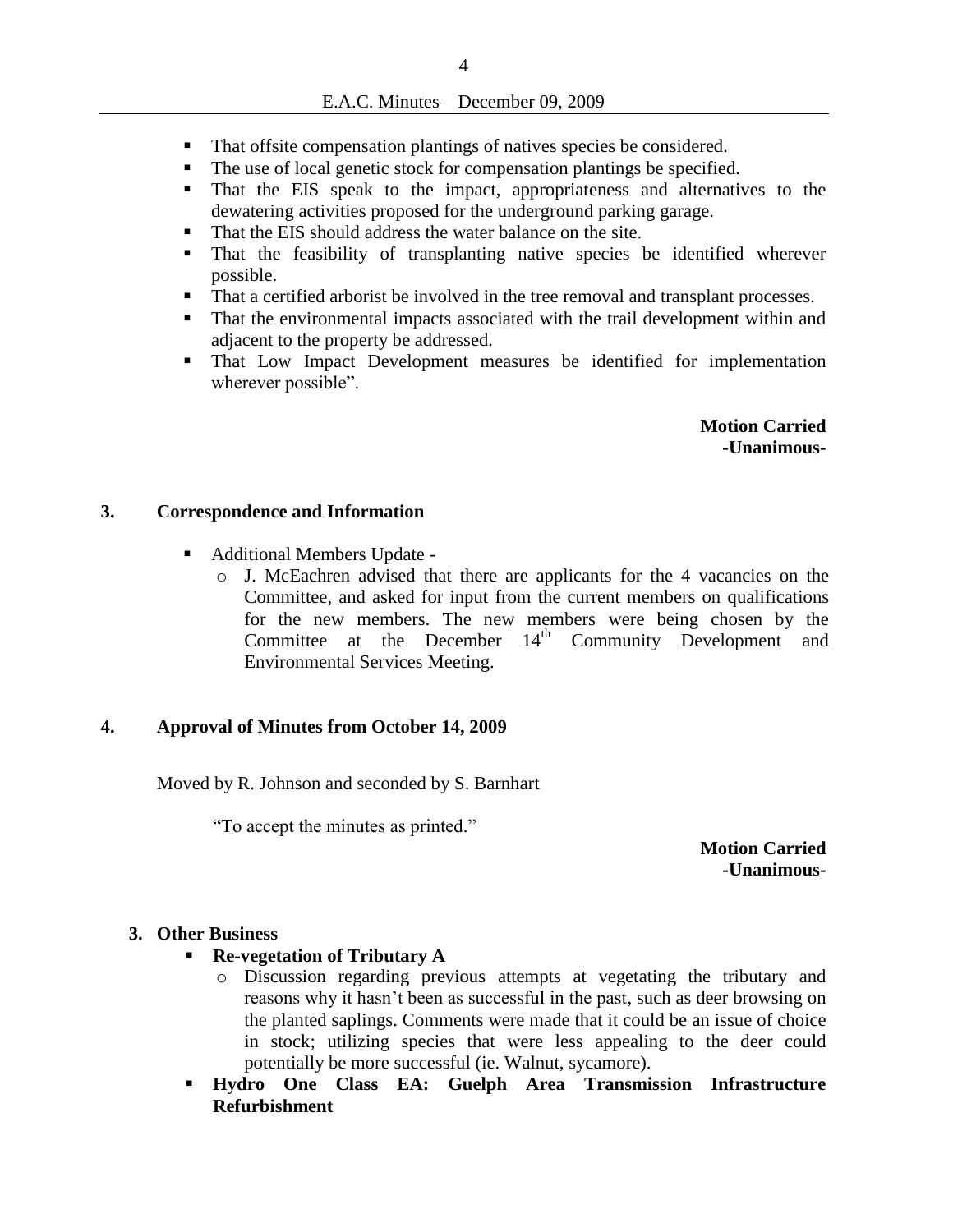- That offsite compensation plantings of natives species be considered.
- The use of local genetic stock for compensation plantings be specified.
- That the EIS speak to the impact, appropriateness and alternatives to the dewatering activities proposed for the underground parking garage.
- That the EIS should address the water balance on the site.
- That the feasibility of transplanting native species be identified wherever possible.
- That a certified arborist be involved in the tree removal and transplant processes.
- That the environmental impacts associated with the trail development within and adjacent to the property be addressed.
- That Low Impact Development measures be identified for implementation wherever possible".

**Motion Carried**
**-Unanimous-**

## 3. Correspondence and Information

- Additional Members Update -
  - J. McEachren advised that there are applicants for the 4 vacancies on the Committee, and asked for input from the current members on qualifications for the new members. The new members were being chosen by the Committee at the December 14th Community Development and Environmental Services Meeting.

## 4. Approval of Minutes from October 14, 2009

Moved by R. Johnson and seconded by S. Barnhart

"To accept the minutes as printed."

**Motion Carried**
**-Unanimous-**

## 3. Other Business

- **Re-vegetation of Tributary A**
  - Discussion regarding previous attempts at vegetating the tributary and reasons why it hasn't been as successful in the past, such as deer browsing on the planted saplings. Comments were made that it could be an issue of choice in stock; utilizing species that were less appealing to the deer could potentially be more successful (ie. Walnut, sycamore).
- **Hydro One Class EA: Guelph Area Transmission Infrastructure Refurbishment**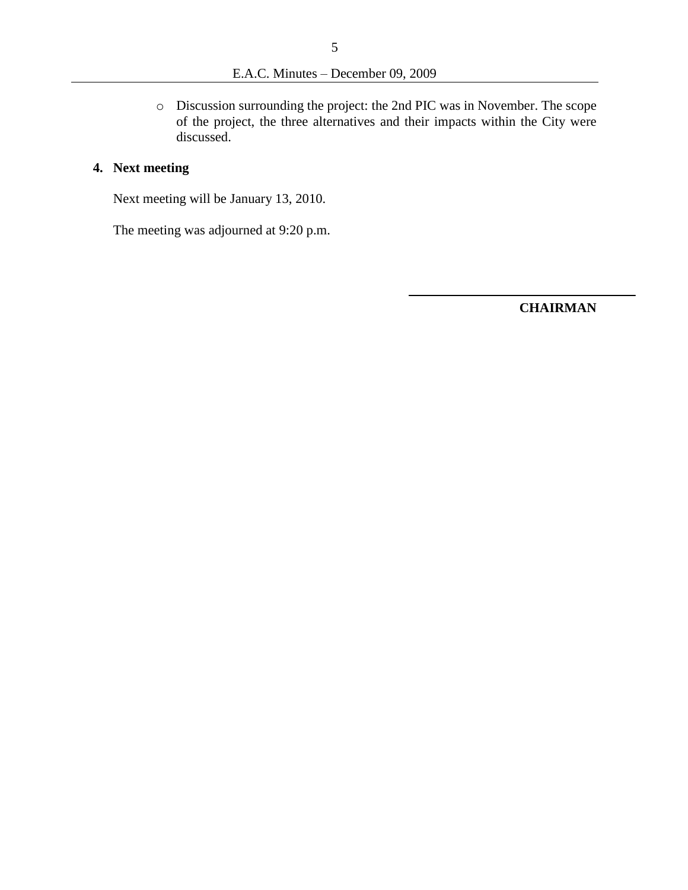- Discussion surrounding the project: the 2nd PIC was in November. The scope of the project, the three alternatives and their impacts within the City were discussed.

**4. Next meeting**

Next meeting will be January 13, 2010.

The meeting was adjourned at 9:20 p.m.

\_\_\_\_\_\_\_\_\_\_\_\_\_\_\_\_\_\_\_\_\_\_\_\_\_\_\_\_\_\_\_\_

**CHAIRMAN**